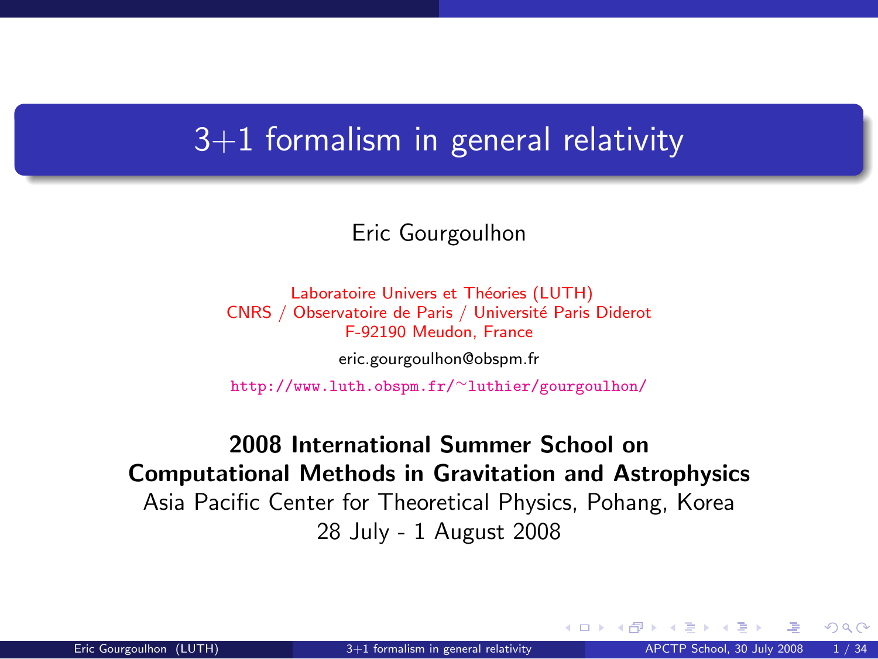# 3+1 formalism in general relativity

Eric Gourgoulhon

Laboratoire Univers et Théories (LUTH)
CNRS / Observatoire de Paris / Université Paris Diderot
F-92190 Meudon, France

eric.gourgoulhon@obspm.fr

http://www.luth.obspm.fr/~luthier/gourgoulhon/

**2008 International Summer School on**
**Computational Methods in Gravitation and Astrophysics**
Asia Pacific Center for Theoretical Physics, Pohang, Korea
28 July - 1 August 2008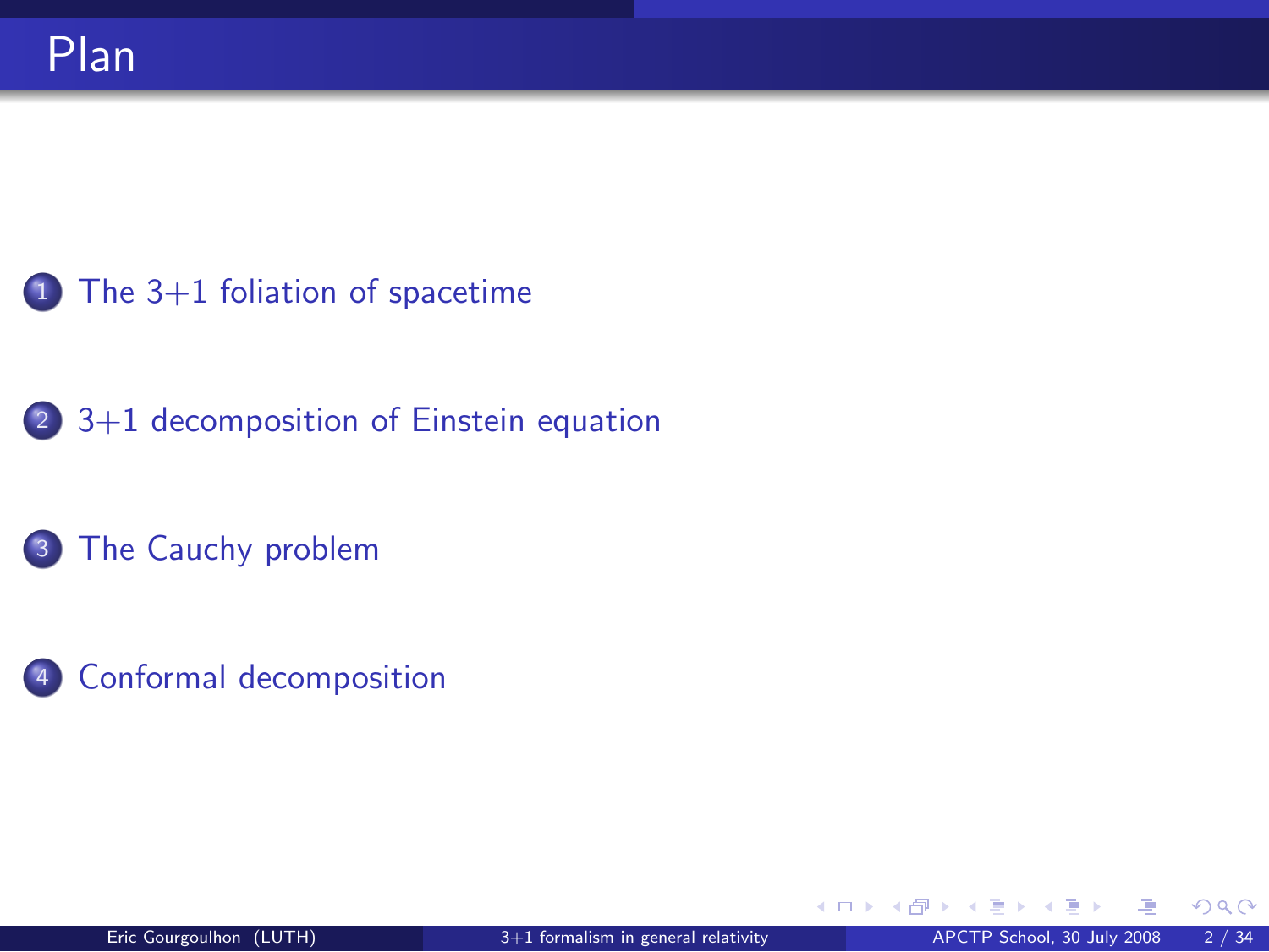# Plan

1. The 3+1 foliation of spacetime
2. 3+1 decomposition of Einstein equation
3. The Cauchy problem
4. Conformal decomposition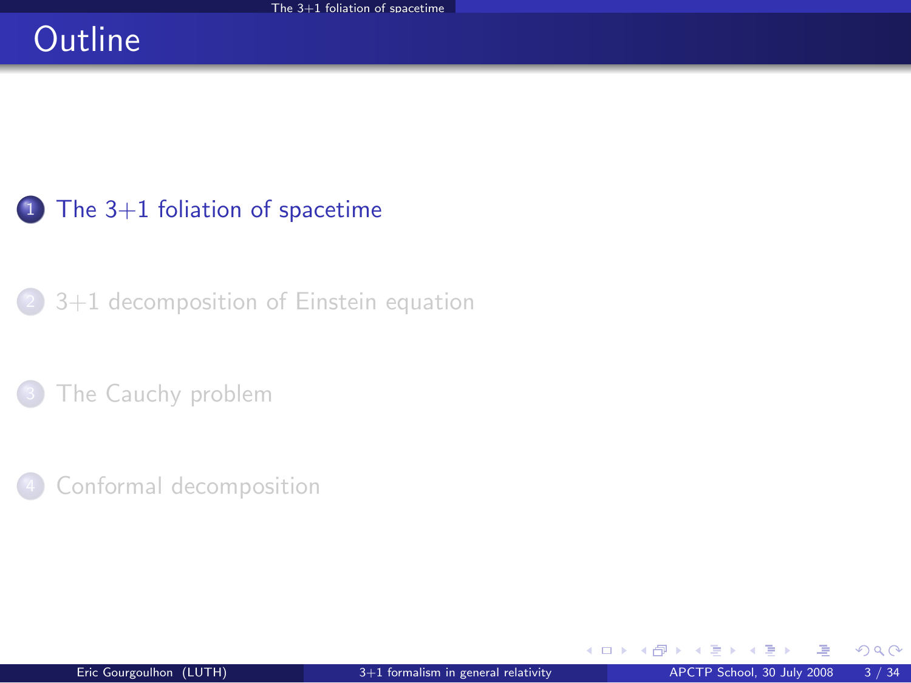# Outline

1. The 3+1 foliation of spacetime
2. 3+1 decomposition of Einstein equation
3. The Cauchy problem
4. Conformal decomposition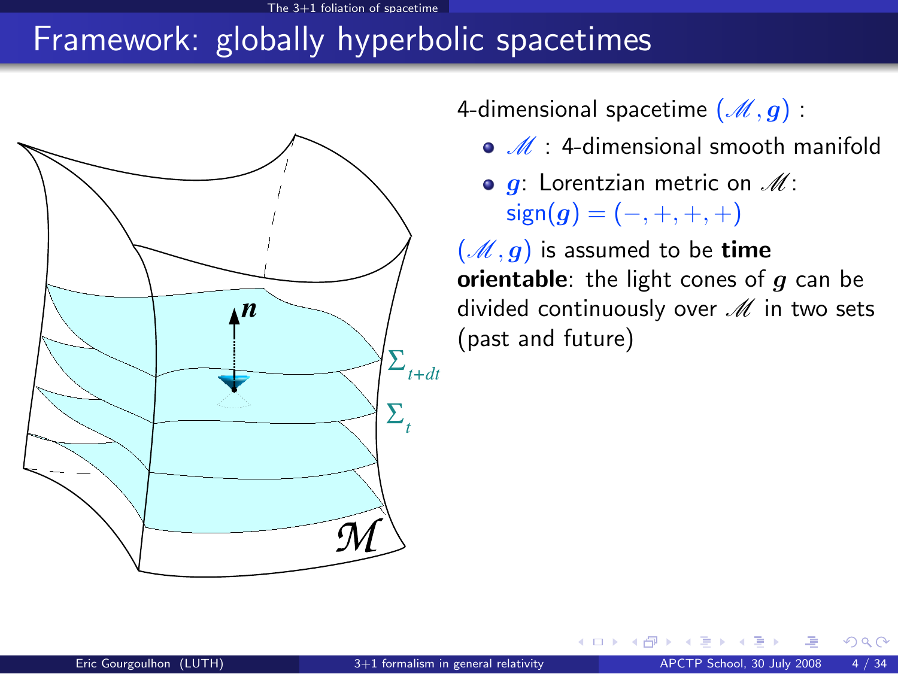# Framework: globally hyperbolic spacetimes

4-dimensional spacetime $(\mathscr{M}, \boldsymbol{g})$ :

- $\mathscr{M}$ : 4-dimensional smooth manifold
- $\boldsymbol{g}$: Lorentzian metric on $\mathscr{M}$: $\text{sign}(\boldsymbol{g}) = (-, +, +, +)$

$(\mathscr{M}, \boldsymbol{g})$ is assumed to be **time orientable**: the light cones of $\boldsymbol{g}$ can be divided continuously over $\mathscr{M}$ in two sets (past and future)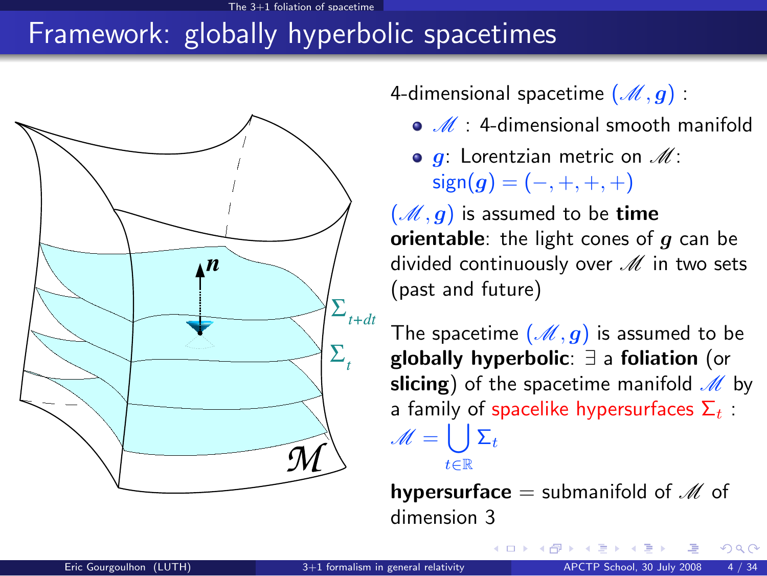# Framework: globally hyperbolic spacetimes

4-dimensional spacetime $(\mathscr{M}, \boldsymbol{g})$ :

- $\mathscr{M}$ : 4-dimensional smooth manifold
- $\boldsymbol{g}$: Lorentzian metric on $\mathscr{M}$: $\text{sign}(\boldsymbol{g}) = (-, +, +, +)$

$(\mathscr{M}, \boldsymbol{g})$ is assumed to be **time orientable**: the light cones of $\boldsymbol{g}$ can be divided continuously over $\mathscr{M}$ in two sets (past and future)

The spacetime $(\mathscr{M}, \boldsymbol{g})$ is assumed to be **globally hyperbolic**: $\exists$ a **foliation** (or **slicing**) of the spacetime manifold $\mathscr{M}$ by a family of spacelike hypersurfaces $\Sigma_t$ :

$$\mathscr{M} = \bigcup_{t \in \mathbb{R}} \Sigma_t$$

**hypersurface** = submanifold of $\mathscr{M}$ of dimension 3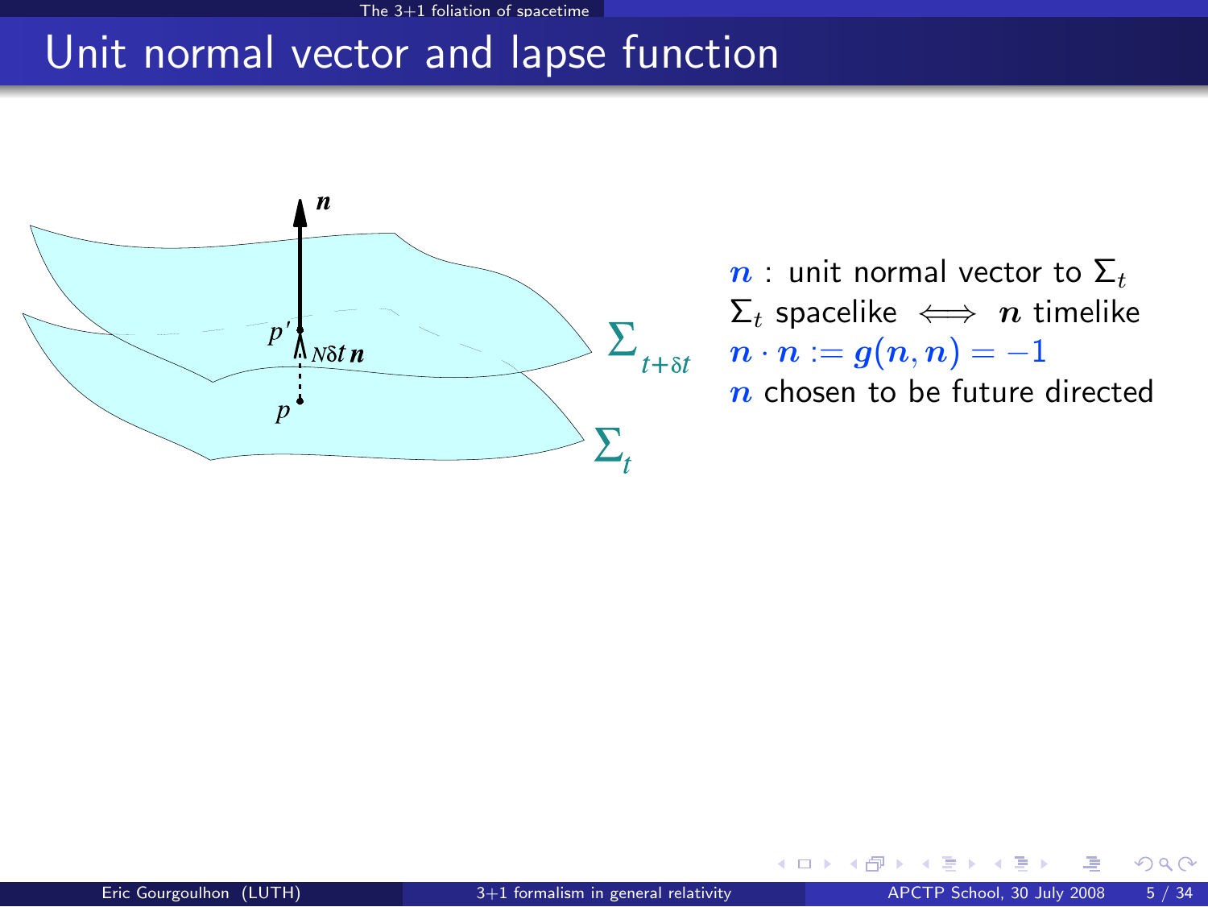# Unit normal vector and lapse function

$\boldsymbol{n}$ : unit normal vector to $\Sigma_t$

$\Sigma_t$ spacelike $\iff$ $\boldsymbol{n}$ timelike

$\boldsymbol{n} \cdot \boldsymbol{n} := \boldsymbol{g}(\boldsymbol{n}, \boldsymbol{n}) = -1$

$\boldsymbol{n}$ chosen to be future directed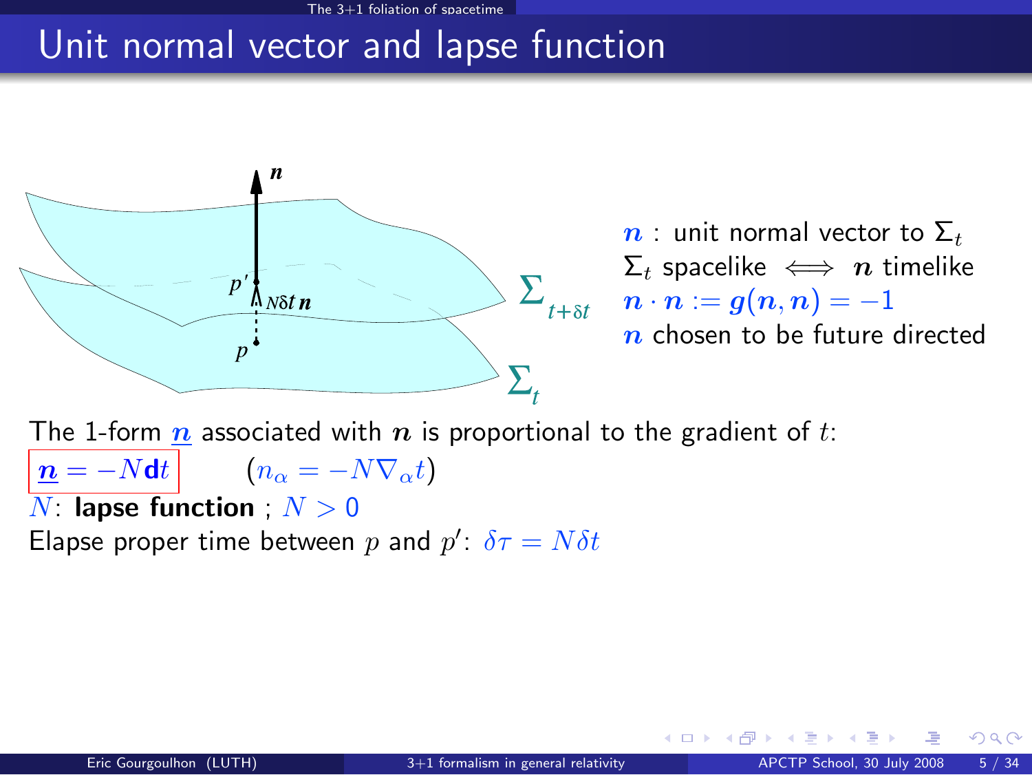# Unit normal vector and lapse function

$\boldsymbol{n}$ : unit normal vector to $\Sigma_t$

$\Sigma_t$ spacelike $\iff$ $\boldsymbol{n}$ timelike

$\boldsymbol{n} \cdot \boldsymbol{n} := \boldsymbol{g}(\boldsymbol{n}, \boldsymbol{n}) = -1$

$\boldsymbol{n}$ chosen to be future directed

The 1-form $\underline{\boldsymbol{n}}$ associated with $\boldsymbol{n}$ is proportional to the gradient of $t$:

$$\underline{\boldsymbol{n}} = -N \mathbf{d}t \qquad (n_\alpha = -N \nabla_\alpha t)$$

$N$: **lapse function** ; $N > 0$

Elapse proper time between $p$ and $p'$: $\delta\tau = N\delta t$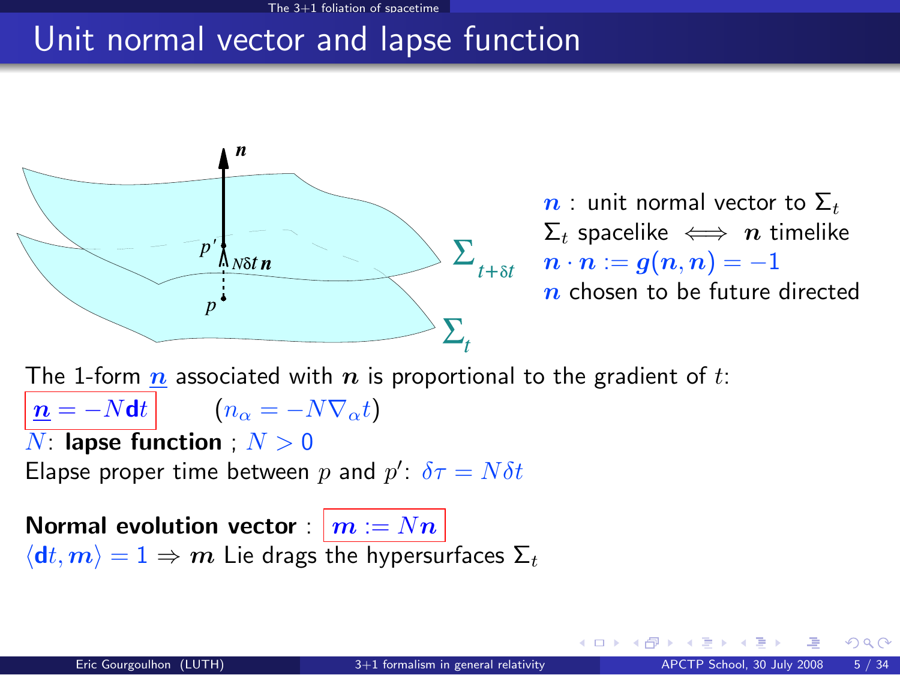# Unit normal vector and lapse function

$\boldsymbol{n}$ : unit normal vector to $\Sigma_t$

$\Sigma_t$ spacelike $\iff$ $\boldsymbol{n}$ timelike

$\boldsymbol{n} \cdot \boldsymbol{n} := \boldsymbol{g}(\boldsymbol{n}, \boldsymbol{n}) = -1$

$\boldsymbol{n}$ chosen to be future directed

The 1-form $\underline{\boldsymbol{n}}$ associated with $\boldsymbol{n}$ is proportional to the gradient of $t$:

$$\boxed{\underline{\boldsymbol{n}} = -N\mathbf{d}t} \qquad (n_\alpha = -N\nabla_\alpha t)$$

$N$: **lapse function** ; $N > 0$

Elapse proper time between $p$ and $p'$: $\delta\tau = N\delta t$

**Normal evolution vector** : $\boxed{\boldsymbol{m} := N\boldsymbol{n}}$

$\langle \mathbf{d}t, \boldsymbol{m} \rangle = 1 \Rightarrow \boldsymbol{m}$ Lie drags the hypersurfaces $\Sigma_t$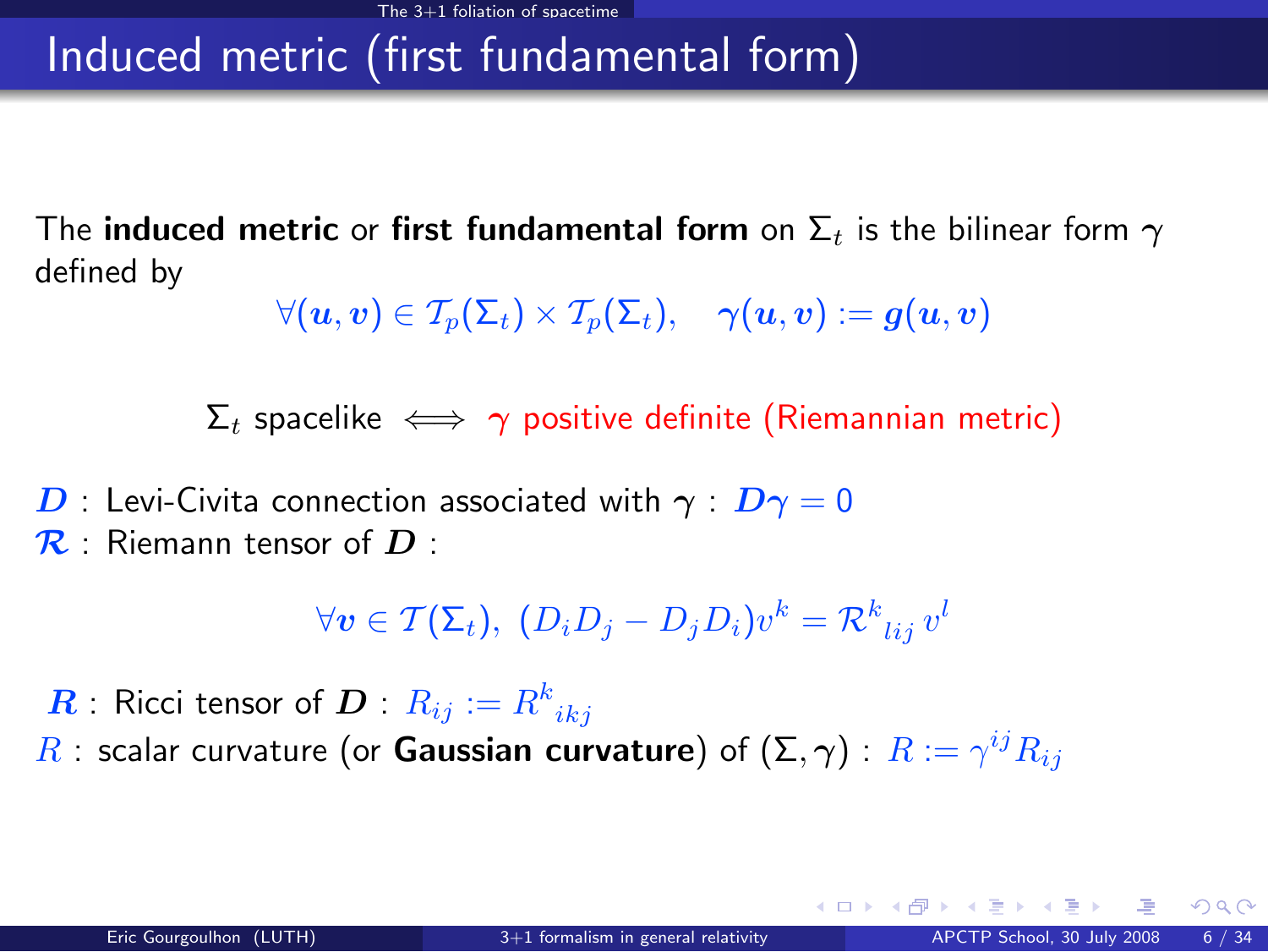# Induced metric (first fundamental form)

The **induced metric** or **first fundamental form** on $\Sigma_t$ is the bilinear form $\gamma$ defined by

$$\forall (\boldsymbol{u}, \boldsymbol{v}) \in \mathcal{T}_p(\Sigma_t) \times \mathcal{T}_p(\Sigma_t), \quad \boldsymbol{\gamma}(\boldsymbol{u}, \boldsymbol{v}) := \boldsymbol{g}(\boldsymbol{u}, \boldsymbol{v})$$

$$\Sigma_t \text{ spacelike} \iff \boldsymbol{\gamma} \text{ positive definite (Riemannian metric)}$$

$\boldsymbol{D}$ : Levi-Civita connection associated with $\boldsymbol{\gamma}$ : $\boldsymbol{D\gamma} = 0$

$\boldsymbol{\mathcal{R}}$ : Riemann tensor of $\boldsymbol{D}$ :

$$\forall \boldsymbol{v} \in \mathcal{T}(\Sigma_t), \; (D_i D_j - D_j D_i) v^k = \mathcal{R}^k{}_{lij} \, v^l$$

$\boldsymbol{R}$ : Ricci tensor of $\boldsymbol{D}$ : $R_{ij} := R^k{}_{ikj}$

$R$ : scalar curvature (or **Gaussian curvature**) of $(\Sigma, \gamma)$ : $R := \gamma^{ij} R_{ij}$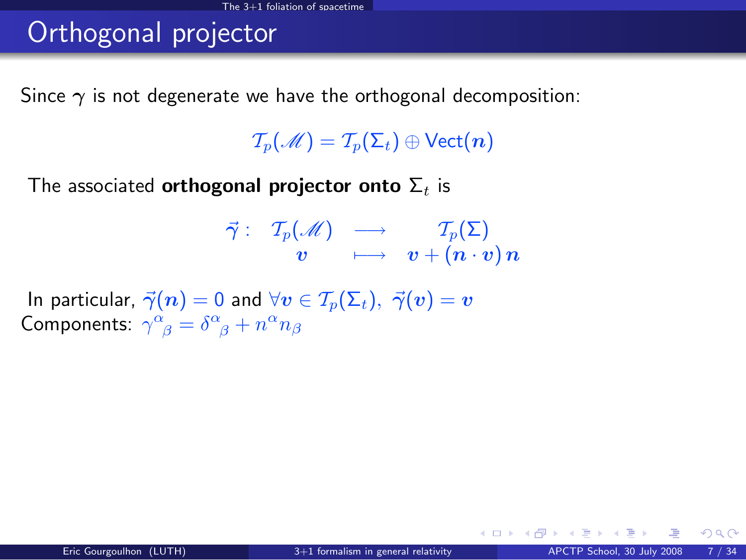# Orthogonal projector

Since $\gamma$ is not degenerate we have the orthogonal decomposition:

$$\mathcal{T}_p(\mathscr{M}) = \mathcal{T}_p(\Sigma_t) \oplus \mathrm{Vect}(\boldsymbol{n})$$

The associated **orthogonal projector onto** $\Sigma_t$ is

$$\begin{array}{cccc} \vec{\gamma}: & \mathcal{T}_p(\mathscr{M}) & \longrightarrow & \mathcal{T}_p(\Sigma) \\ & \boldsymbol{v} & \longmapsto & \boldsymbol{v} + (\boldsymbol{n} \cdot \boldsymbol{v})\, \boldsymbol{n} \end{array}$$

In particular, $\vec{\gamma}(\boldsymbol{n}) = 0$ and $\forall \boldsymbol{v} \in \mathcal{T}_p(\Sigma_t),\ \vec{\gamma}(\boldsymbol{v}) = \boldsymbol{v}$

Components: $\gamma^{\alpha}{}_{\beta} = \delta^{\alpha}{}_{\beta} + n^{\alpha} n_{\beta}$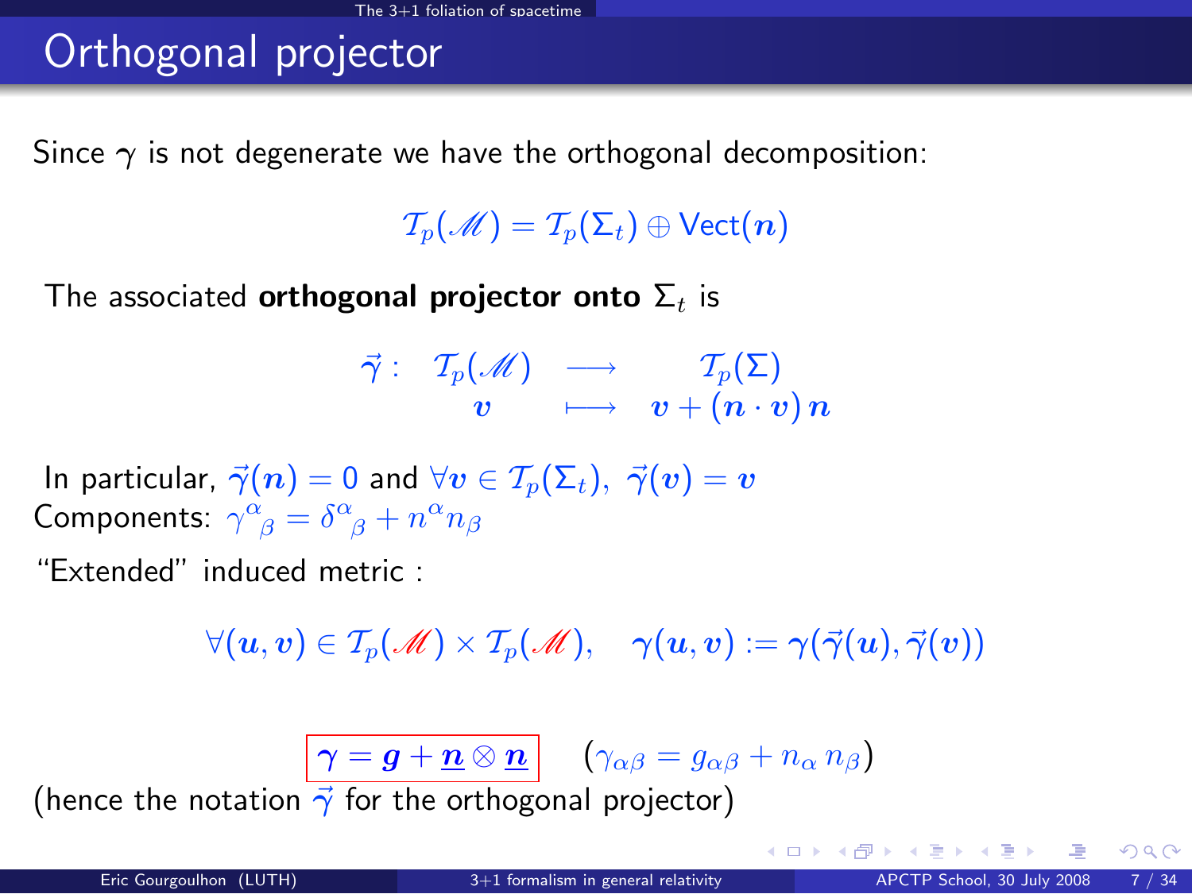# Orthogonal projector

Since $\gamma$ is not degenerate we have the orthogonal decomposition:

$$\mathcal{T}_p(\mathscr{M}) = \mathcal{T}_p(\Sigma_t) \oplus \mathrm{Vect}(\boldsymbol{n})$$

The associated **orthogonal projector onto** $\Sigma_t$ is

$$\vec{\gamma}: \begin{array}{ccc} \mathcal{T}_p(\mathscr{M}) & \longrightarrow & \mathcal{T}_p(\Sigma) \\ \boldsymbol{v} & \longmapsto & \boldsymbol{v} + (\boldsymbol{n} \cdot \boldsymbol{v})\, \boldsymbol{n} \end{array}$$

In particular, $\vec{\gamma}(\boldsymbol{n}) = 0$ and $\forall \boldsymbol{v} \in \mathcal{T}_p(\Sigma_t),\ \vec{\gamma}(\boldsymbol{v}) = \boldsymbol{v}$

Components: $\gamma^{\alpha}{}_{\beta} = \delta^{\alpha}{}_{\beta} + n^{\alpha} n_{\beta}$

"Extended" induced metric :

$$\forall (\boldsymbol{u}, \boldsymbol{v}) \in \mathcal{T}_p(\mathscr{M}) \times \mathcal{T}_p(\mathscr{M}), \quad \boldsymbol{\gamma}(\boldsymbol{u}, \boldsymbol{v}) := \boldsymbol{\gamma}(\vec{\gamma}(\boldsymbol{u}), \vec{\gamma}(\boldsymbol{v}))$$

$$\boxed{\boldsymbol{\gamma} = \boldsymbol{g} + \underline{\boldsymbol{n}} \otimes \underline{\boldsymbol{n}}} \qquad (\gamma_{\alpha\beta} = g_{\alpha\beta} + n_{\alpha}\, n_{\beta})$$

(hence the notation $\vec{\gamma}$ for the orthogonal projector)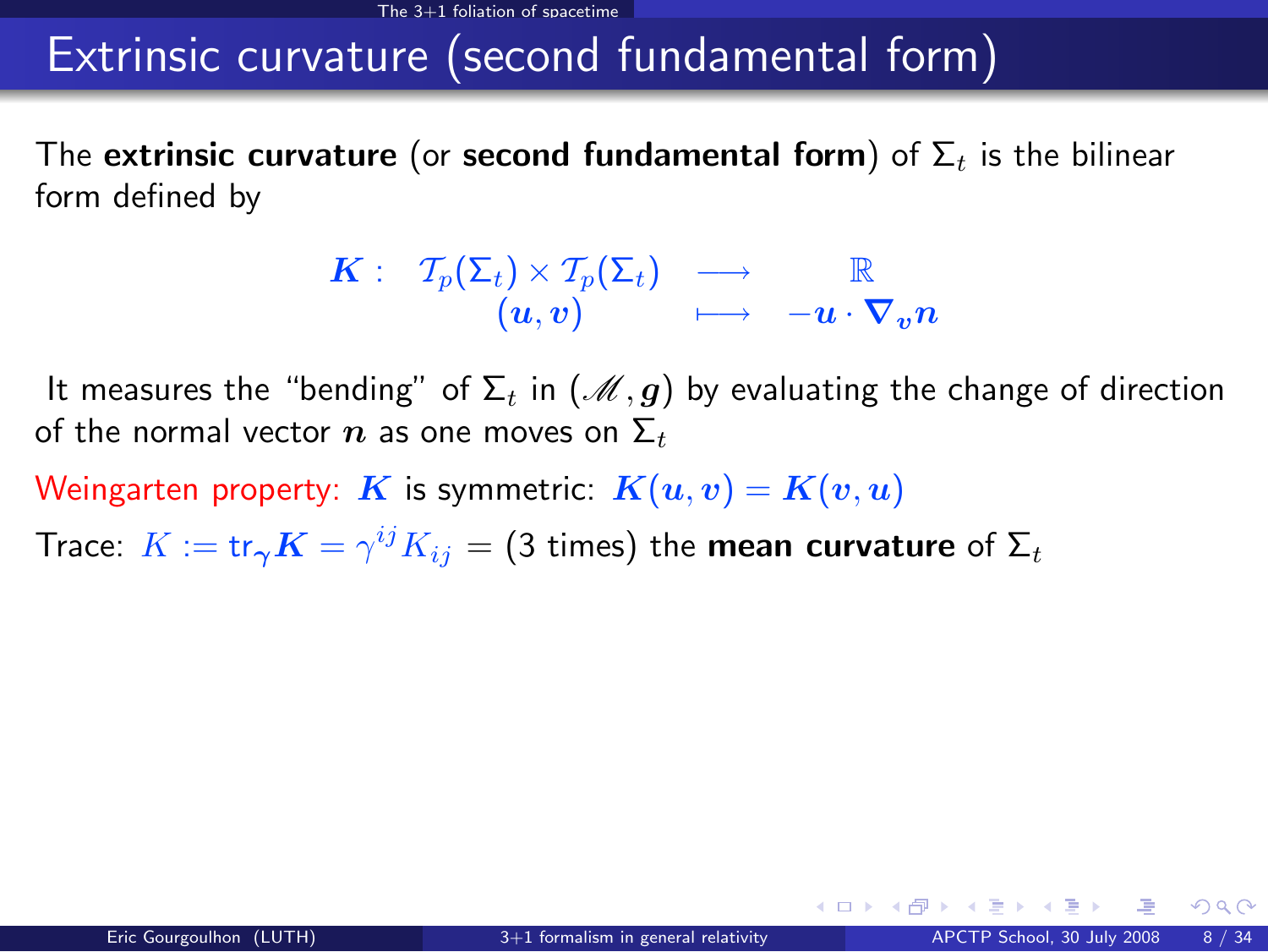# Extrinsic curvature (second fundamental form)

The **extrinsic curvature** (or **second fundamental form**) of $\Sigma_t$ is the bilinear form defined by

$$\begin{array}{rccc} \boldsymbol{K}: & \mathcal{T}_p(\Sigma_t) \times \mathcal{T}_p(\Sigma_t) & \longrightarrow & \mathbb{R} \\ & (\boldsymbol{u}, \boldsymbol{v}) & \longmapsto & -\boldsymbol{u} \cdot \boldsymbol{\nabla}_{\boldsymbol{v}} \boldsymbol{n} \end{array}$$

It measures the "bending" of $\Sigma_t$ in $(\mathscr{M}, \boldsymbol{g})$ by evaluating the change of direction of the normal vector $\boldsymbol{n}$ as one moves on $\Sigma_t$

Weingarten property: $\boldsymbol{K}$ is symmetric: $\boldsymbol{K}(\boldsymbol{u}, \boldsymbol{v}) = \boldsymbol{K}(\boldsymbol{v}, \boldsymbol{u})$

Trace: $K := \mathrm{tr}_{\boldsymbol{\gamma}} \boldsymbol{K} = \gamma^{ij} K_{ij}$ = (3 times) the **mean curvature** of $\Sigma_t$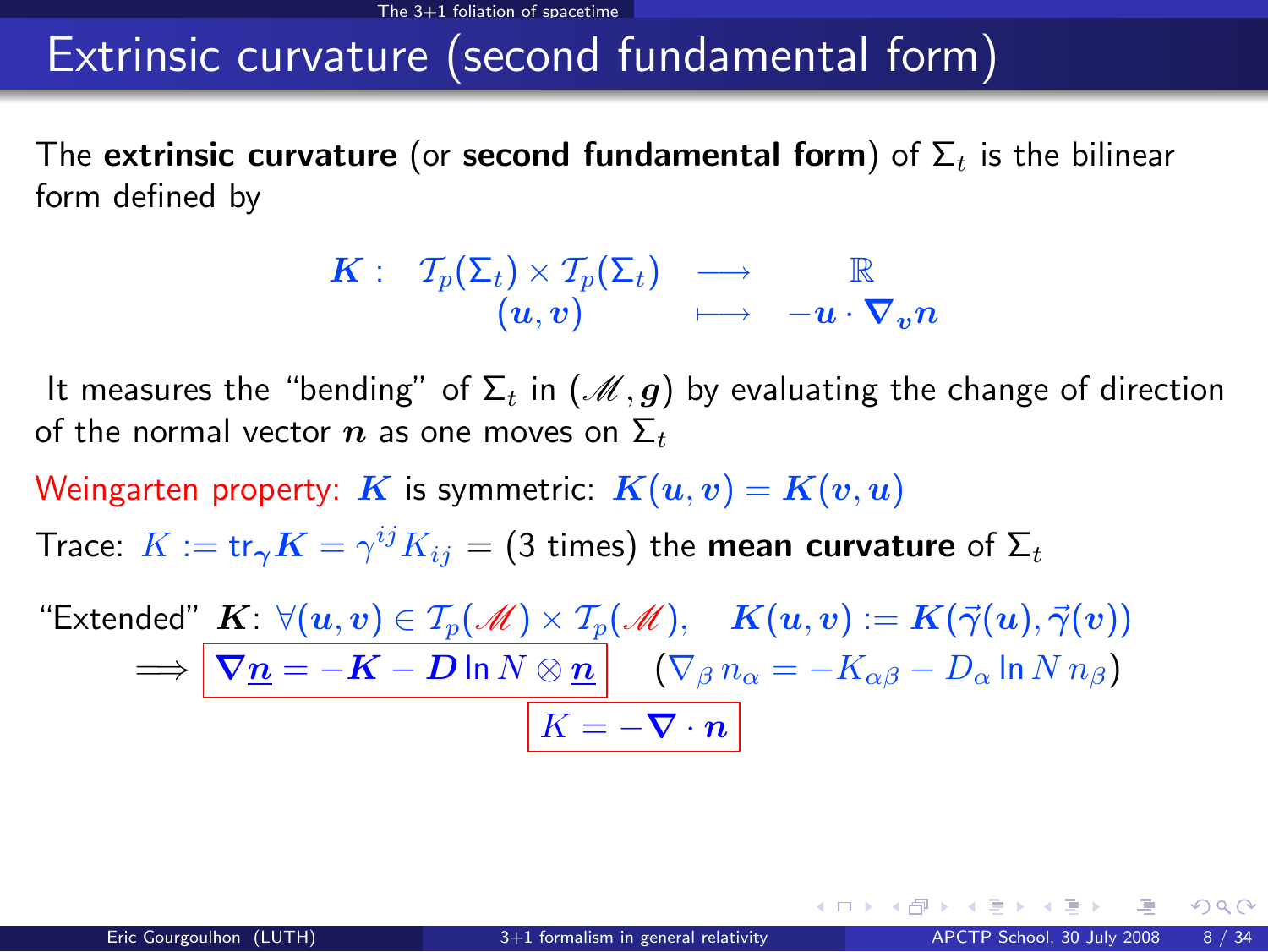# Extrinsic curvature (second fundamental form)

The **extrinsic curvature** (or **second fundamental form**) of $\Sigma_t$ is the bilinear form defined by

$$
\begin{array}{rccc}
\boldsymbol{K}: & \mathcal{T}_p(\Sigma_t) \times \mathcal{T}_p(\Sigma_t) & \longrightarrow & \mathbb{R} \\
& (\boldsymbol{u}, \boldsymbol{v}) & \longmapsto & -\boldsymbol{u} \cdot \boldsymbol{\nabla}_{\boldsymbol{v}} \boldsymbol{n}
\end{array}
$$

It measures the "bending" of $\Sigma_t$ in $(\mathscr{M}, \boldsymbol{g})$ by evaluating the change of direction of the normal vector $\boldsymbol{n}$ as one moves on $\Sigma_t$

Weingarten property: $\boldsymbol{K}$ is symmetric: $\boldsymbol{K}(\boldsymbol{u}, \boldsymbol{v}) = \boldsymbol{K}(\boldsymbol{v}, \boldsymbol{u})$

Trace: $K := \mathrm{tr}_{\boldsymbol{\gamma}} \boldsymbol{K} = \gamma^{ij} K_{ij}$ = (3 times) the **mean curvature** of $\Sigma_t$

"Extended" $\boldsymbol{K}$: $\forall (\boldsymbol{u}, \boldsymbol{v}) \in \mathcal{T}_p(\mathscr{M}) \times \mathcal{T}_p(\mathscr{M})$, $\quad \boldsymbol{K}(\boldsymbol{u}, \boldsymbol{v}) := \boldsymbol{K}(\vec{\gamma}(\boldsymbol{u}), \vec{\gamma}(\boldsymbol{v}))$

$$
\Longrightarrow \boxed{\boldsymbol{\nabla} \underline{\boldsymbol{n}} = -\boldsymbol{K} - \boldsymbol{D} \ln N \otimes \underline{\boldsymbol{n}}} \qquad (\nabla_\beta n_\alpha = -K_{\alpha\beta} - D_\alpha \ln N \, n_\beta)
$$

$$
\boxed{K = -\boldsymbol{\nabla} \cdot \boldsymbol{n}}
$$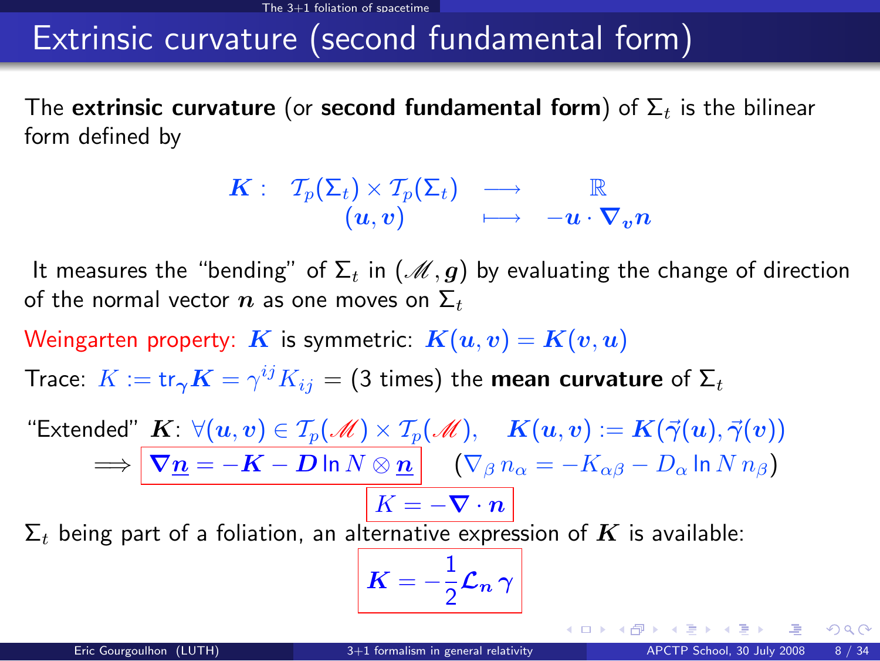# Extrinsic curvature (second fundamental form)

The **extrinsic curvature** (or **second fundamental form**) of $\Sigma_t$ is the bilinear form defined by

$$\begin{array}{rccc} \boldsymbol{K}: & \mathcal{T}_p(\Sigma_t) \times \mathcal{T}_p(\Sigma_t) & \longrightarrow & \mathbb{R} \\ & (\boldsymbol{u}, \boldsymbol{v}) & \longmapsto & -\boldsymbol{u} \cdot \boldsymbol{\nabla}_{\boldsymbol{v}} \boldsymbol{n} \end{array}$$

It measures the "bending" of $\Sigma_t$ in $(\mathscr{M}, \boldsymbol{g})$ by evaluating the change of direction of the normal vector $\boldsymbol{n}$ as one moves on $\Sigma_t$

Weingarten property: $\boldsymbol{K}$ is symmetric: $\boldsymbol{K}(\boldsymbol{u}, \boldsymbol{v}) = \boldsymbol{K}(\boldsymbol{v}, \boldsymbol{u})$

Trace: $K := \mathrm{tr}_{\boldsymbol{\gamma}} \boldsymbol{K} = \gamma^{ij} K_{ij}$ = (3 times) the **mean curvature** of $\Sigma_t$

"Extended" $\boldsymbol{K}$: $\forall (\boldsymbol{u}, \boldsymbol{v}) \in \mathcal{T}_p(\mathscr{M}) \times \mathcal{T}_p(\mathscr{M}), \quad \boldsymbol{K}(\boldsymbol{u}, \boldsymbol{v}) := \boldsymbol{K}(\vec{\gamma}(\boldsymbol{u}), \vec{\gamma}(\boldsymbol{v}))$

$$\Longrightarrow \boxed{\boldsymbol{\nabla} \underline{\boldsymbol{n}} = -\boldsymbol{K} - \boldsymbol{D} \ln N \otimes \underline{\boldsymbol{n}}} \qquad (\nabla_\beta n_\alpha = -K_{\alpha\beta} - D_\alpha \ln N \, n_\beta)$$

$$\boxed{K = -\boldsymbol{\nabla} \cdot \boldsymbol{n}}$$

$\Sigma_t$ being part of a foliation, an alternative expression of $\boldsymbol{K}$ is available:

$$\boxed{\boldsymbol{K} = -\frac{1}{2} \boldsymbol{\mathcal{L}}_{\boldsymbol{n}} \boldsymbol{\gamma}}$$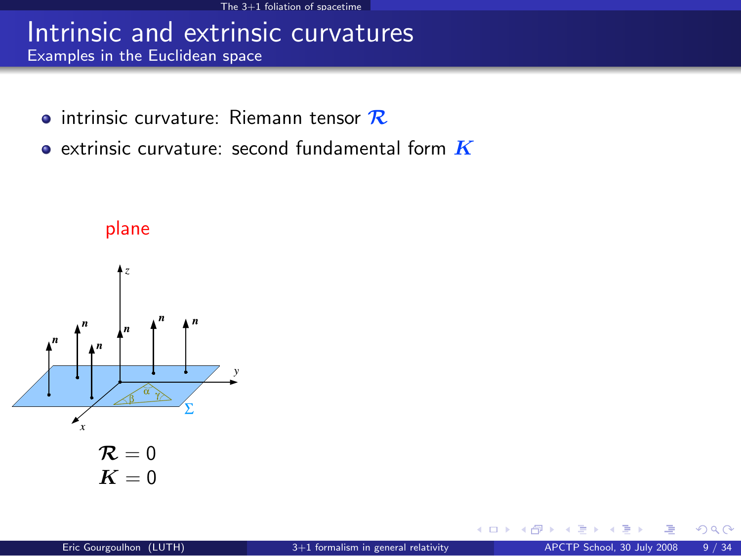# Intrinsic and extrinsic curvatures

## Examples in the Euclidean space

- intrinsic curvature: Riemann tensor $\boldsymbol{\mathcal{R}}$
- extrinsic curvature: second fundamental form $\boldsymbol{K}$

plane

$$\boldsymbol{\mathcal{R}} = 0$$
$$\boldsymbol{K} = 0$$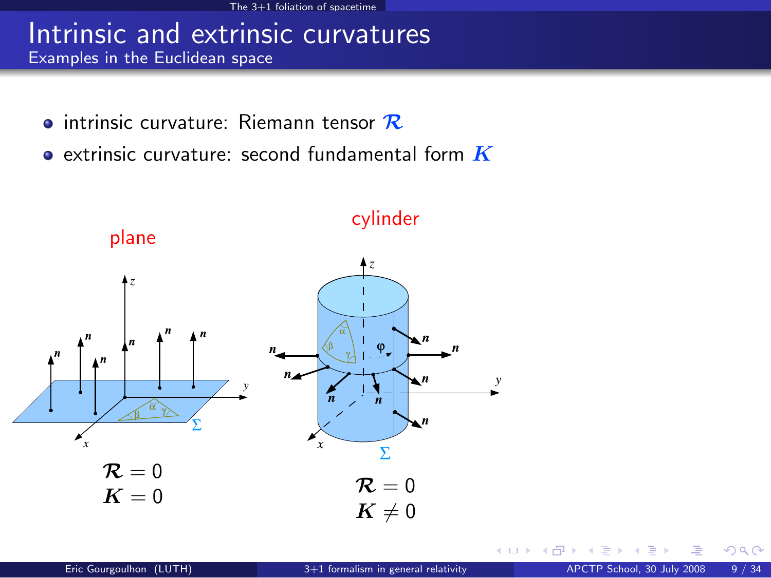# Intrinsic and extrinsic curvatures

## Examples in the Euclidean space

- intrinsic curvature: Riemann tensor $\boldsymbol{\mathcal{R}}$
- extrinsic curvature: second fundamental form $\boldsymbol{K}$

**plane**

$$\boldsymbol{\mathcal{R}} = 0$$
$$\boldsymbol{K} = 0$$

**cylinder**

$$\boldsymbol{\mathcal{R}} = 0$$
$$\boldsymbol{K} \neq 0$$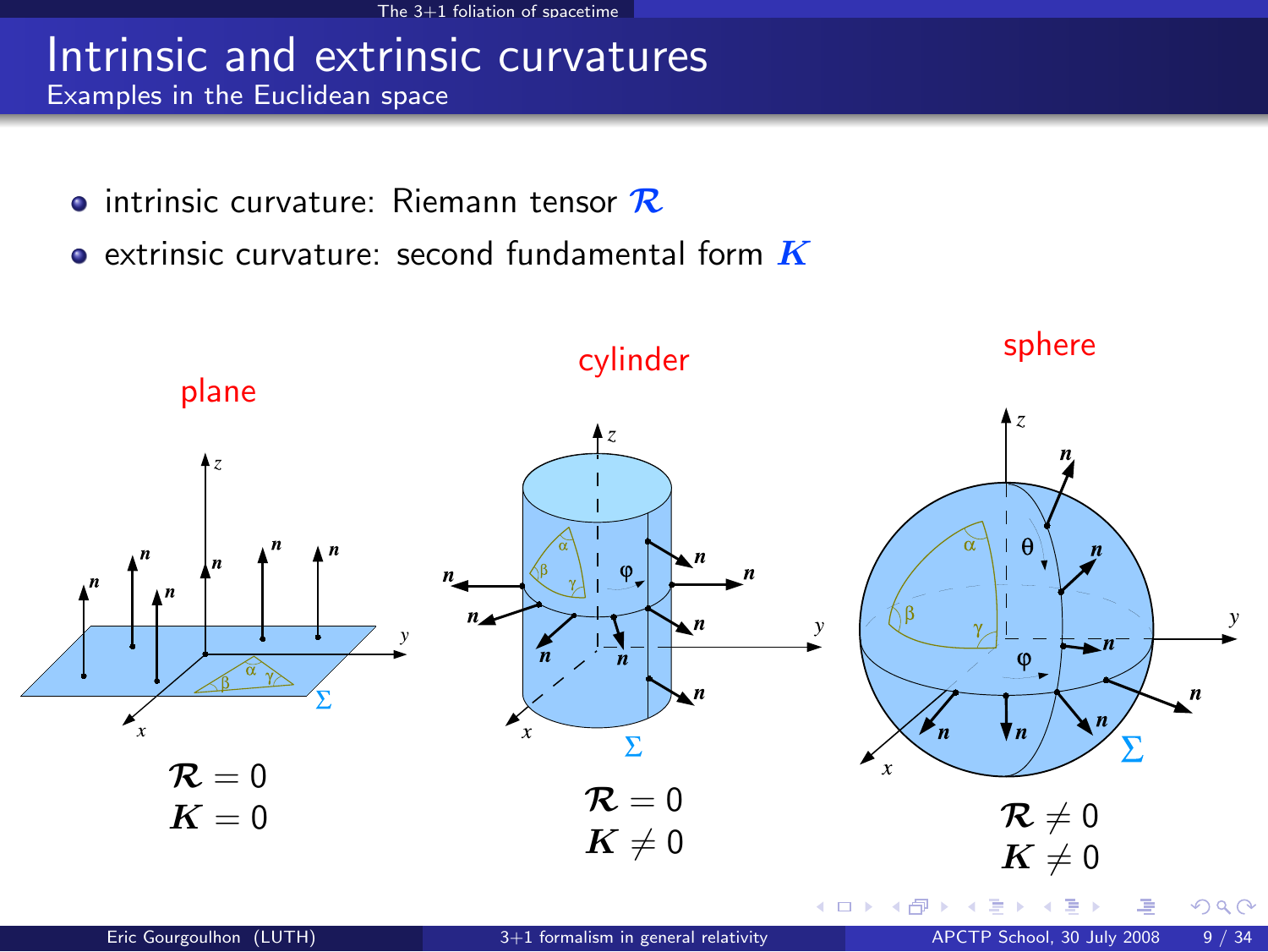# Intrinsic and extrinsic curvatures

## Examples in the Euclidean space

- intrinsic curvature: Riemann tensor $\mathcal{R}$
- extrinsic curvature: second fundamental form $\boldsymbol{K}$

**plane**

$\mathcal{R} = 0$
$\boldsymbol{K} = 0$

**cylinder**

$\mathcal{R} = 0$
$\boldsymbol{K} \neq 0$

**sphere**

$\mathcal{R} \neq 0$
$\boldsymbol{K} \neq 0$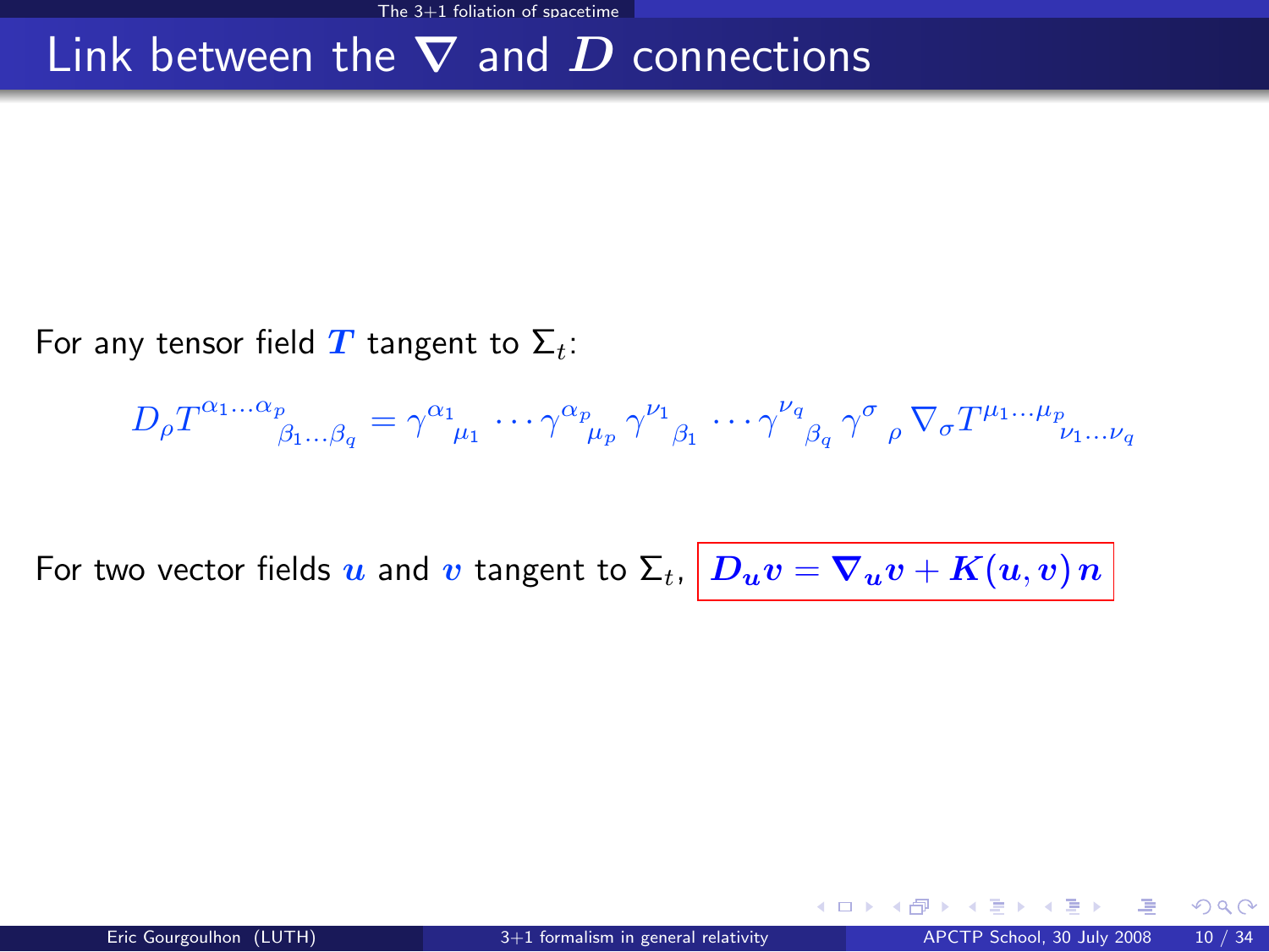# Link between the $\nabla$ and $D$ connections

For any tensor field $\boldsymbol{T}$ tangent to $\Sigma_t$:

$$D_\rho T^{\alpha_1 \ldots \alpha_p}{}_{\beta_1 \ldots \beta_q} = \gamma^{\alpha_1}{}_{\mu_1} \cdots \gamma^{\alpha_p}{}_{\mu_p} \, \gamma^{\nu_1}{}_{\beta_1} \cdots \gamma^{\nu_q}{}_{\beta_q} \, \gamma^{\sigma}{}_{\rho} \, \nabla_\sigma T^{\mu_1 \ldots \mu_p}{}_{\nu_1 \ldots \nu_q}$$

For two vector fields $\boldsymbol{u}$ and $\boldsymbol{v}$ tangent to $\Sigma_t$, $\boxed{\boldsymbol{D_u v} = \boldsymbol{\nabla_u v} + \boldsymbol{K}(\boldsymbol{u}, \boldsymbol{v})\, \boldsymbol{n}}$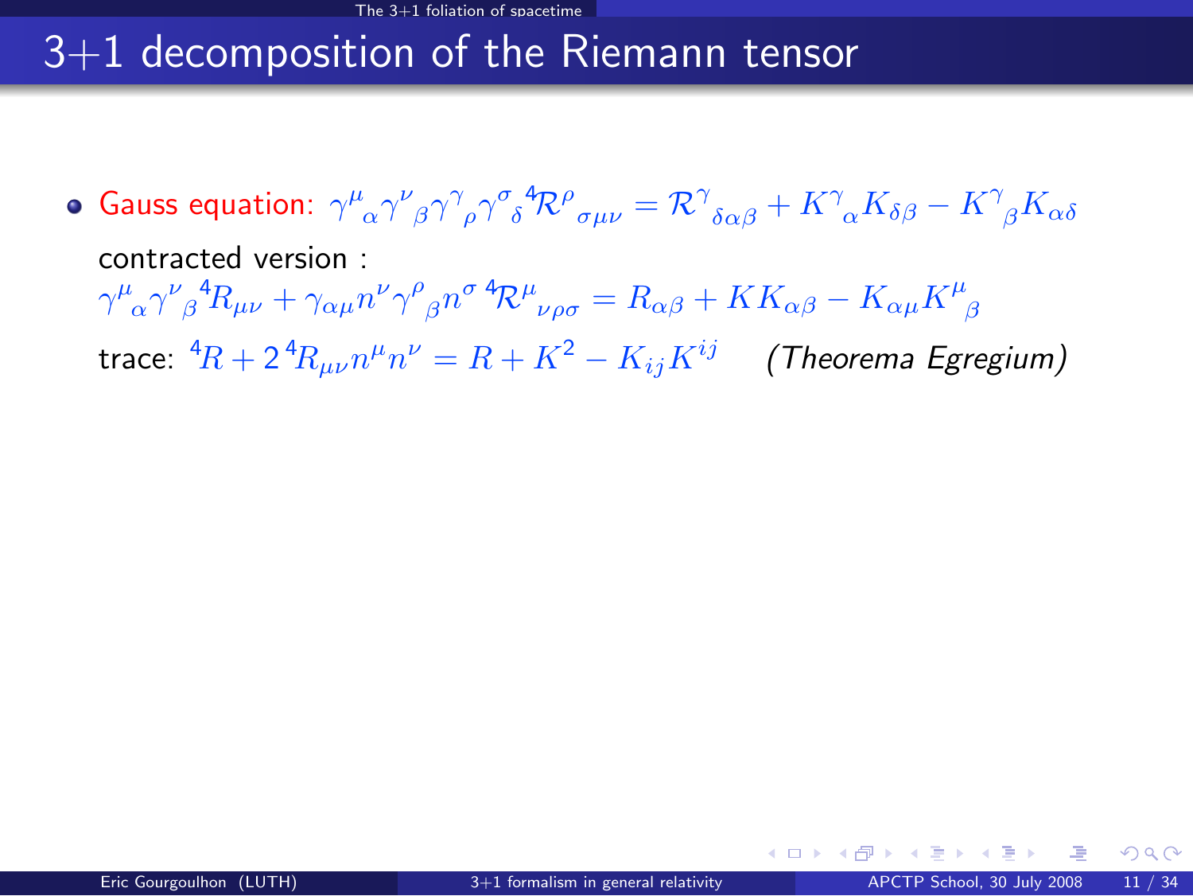# 3+1 decomposition of the Riemann tensor

- Gauss equation: $\gamma^{\mu}{}_{\alpha}\gamma^{\nu}{}_{\beta}\gamma^{\gamma}{}_{\rho}\gamma^{\sigma}{}_{\delta}\,{}^{4}\mathcal{R}^{\rho}{}_{\sigma\mu\nu} = \mathcal{R}^{\gamma}{}_{\delta\alpha\beta} + K^{\gamma}{}_{\alpha}K_{\delta\beta} - K^{\gamma}{}_{\beta}K_{\alpha\delta}$

  contracted version :

  $\gamma^{\mu}{}_{\alpha}\gamma^{\nu}{}_{\beta}\,{}^{4}R_{\mu\nu} + \gamma_{\alpha\mu}n^{\nu}\gamma^{\rho}{}_{\beta}n^{\sigma}\,{}^{4}\mathcal{R}^{\mu}{}_{\nu\rho\sigma} = R_{\alpha\beta} + KK_{\alpha\beta} - K_{\alpha\mu}K^{\mu}{}_{\beta}$

  trace: ${}^{4}R + 2\,{}^{4}R_{\mu\nu}n^{\mu}n^{\nu} = R + K^{2} - K_{ij}K^{ij}$ *(Theorema Egregium)*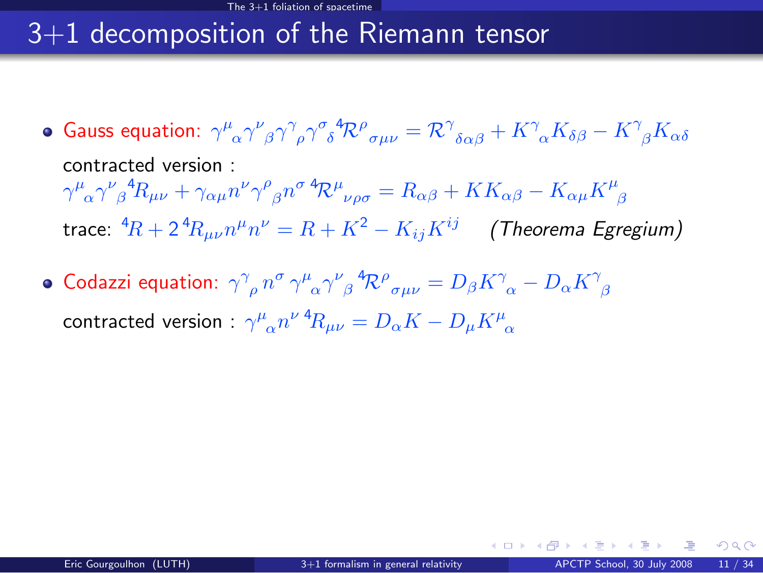# 3+1 decomposition of the Riemann tensor

- Gauss equation: $\gamma^{\mu}{}_{\alpha}\gamma^{\nu}{}_{\beta}\gamma^{\gamma}{}_{\rho}\gamma^{\sigma}{}_{\delta}{}^{4}\mathcal{R}^{\rho}{}_{\sigma\mu\nu} = \mathcal{R}^{\gamma}{}_{\delta\alpha\beta} + K^{\gamma}{}_{\alpha}K_{\delta\beta} - K^{\gamma}{}_{\beta}K_{\alpha\delta}$

  contracted version :

  $\gamma^{\mu}{}_{\alpha}\gamma^{\nu}{}_{\beta}{}^{4}R_{\mu\nu} + \gamma_{\alpha\mu}n^{\nu}\gamma^{\rho}{}_{\beta}n^{\sigma}\,{}^{4}\mathcal{R}^{\mu}{}_{\nu\rho\sigma} = R_{\alpha\beta} + KK_{\alpha\beta} - K_{\alpha\mu}K^{\mu}{}_{\beta}$

  trace: ${}^{4}R + 2\,{}^{4}R_{\mu\nu}n^{\mu}n^{\nu} = R + K^{2} - K_{ij}K^{ij}$ *(Theorema Egregium)*

- Codazzi equation: $\gamma^{\gamma}{}_{\rho}\,n^{\sigma}\,\gamma^{\mu}{}_{\alpha}\gamma^{\nu}{}_{\beta}\,{}^{4}\mathcal{R}^{\rho}{}_{\sigma\mu\nu} = D_{\beta}K^{\gamma}{}_{\alpha} - D_{\alpha}K^{\gamma}{}_{\beta}$

  contracted version : $\gamma^{\mu}{}_{\alpha}n^{\nu}\,{}^{4}R_{\mu\nu} = D_{\alpha}K - D_{\mu}K^{\mu}{}_{\alpha}$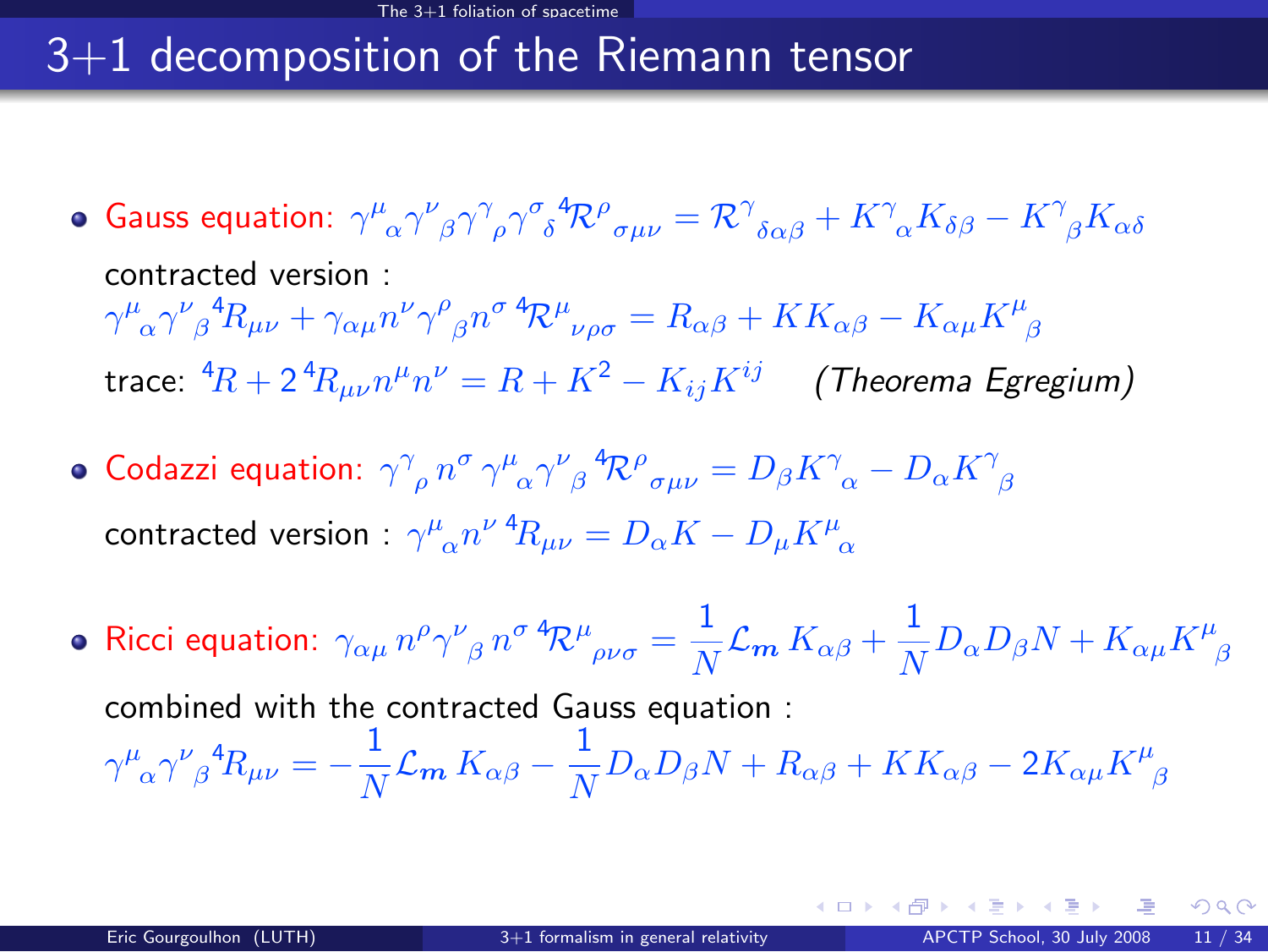# 3+1 decomposition of the Riemann tensor

- **Gauss equation:** $\gamma^{\mu}{}_{\alpha}\gamma^{\nu}{}_{\beta}\gamma^{\gamma}{}_{\rho}\gamma^{\sigma}{}_{\delta}\,{}^4\mathcal{R}^{\rho}{}_{\sigma\mu\nu} = \mathcal{R}^{\gamma}{}_{\delta\alpha\beta} + K^{\gamma}{}_{\alpha}K_{\delta\beta} - K^{\gamma}{}_{\beta}K_{\alpha\delta}$

  contracted version :

  $\gamma^{\mu}{}_{\alpha}\gamma^{\nu}{}_{\beta}\,{}^4R_{\mu\nu} + \gamma_{\alpha\mu}n^{\nu}\gamma^{\rho}{}_{\beta}n^{\sigma}\,{}^4\mathcal{R}^{\mu}{}_{\nu\rho\sigma} = R_{\alpha\beta} + KK_{\alpha\beta} - K_{\alpha\mu}K^{\mu}{}_{\beta}$

  trace: ${}^4R + 2\,{}^4R_{\mu\nu}n^{\mu}n^{\nu} = R + K^2 - K_{ij}K^{ij}$ *(Theorema Egregium)*

- **Codazzi equation:** $\gamma^{\gamma}{}_{\rho}\,n^{\sigma}\,\gamma^{\mu}{}_{\alpha}\gamma^{\nu}{}_{\beta}\,{}^4\mathcal{R}^{\rho}{}_{\sigma\mu\nu} = D_{\beta}K^{\gamma}{}_{\alpha} - D_{\alpha}K^{\gamma}{}_{\beta}$

  contracted version : $\gamma^{\mu}{}_{\alpha}n^{\nu}\,{}^4R_{\mu\nu} = D_{\alpha}K - D_{\mu}K^{\mu}{}_{\alpha}$

- **Ricci equation:** $\gamma_{\alpha\mu}\,n^{\rho}\gamma^{\nu}{}_{\beta}\,n^{\sigma}\,{}^4\mathcal{R}^{\mu}{}_{\rho\nu\sigma} = \dfrac{1}{N}\mathcal{L}_{\boldsymbol{m}}\,K_{\alpha\beta} + \dfrac{1}{N}D_{\alpha}D_{\beta}N + K_{\alpha\mu}K^{\mu}{}_{\beta}$

  combined with the contracted Gauss equation :

  $\gamma^{\mu}{}_{\alpha}\gamma^{\nu}{}_{\beta}\,{}^4R_{\mu\nu} = -\dfrac{1}{N}\mathcal{L}_{\boldsymbol{m}}\,K_{\alpha\beta} - \dfrac{1}{N}D_{\alpha}D_{\beta}N + R_{\alpha\beta} + KK_{\alpha\beta} - 2K_{\alpha\mu}K^{\mu}{}_{\beta}$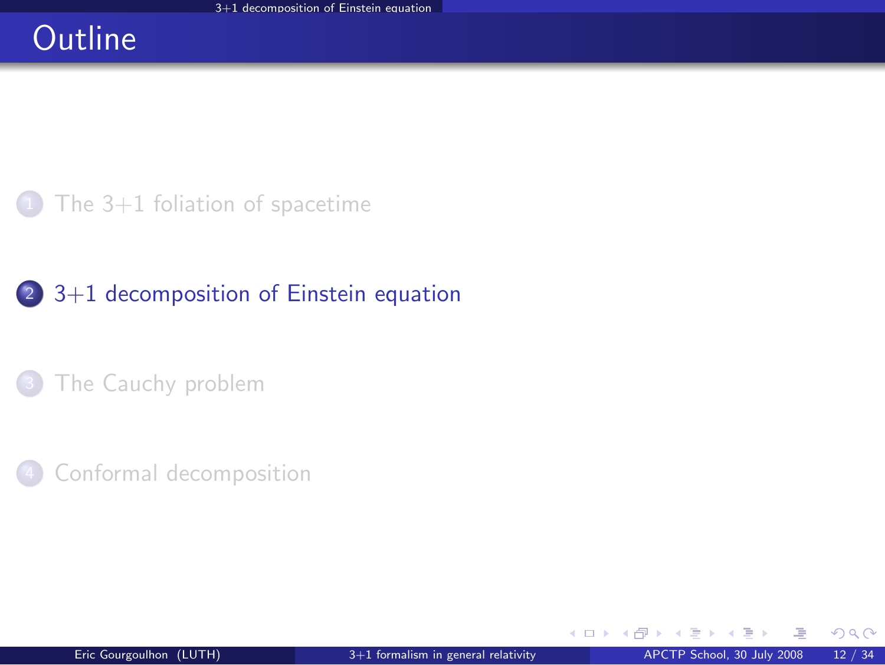# Outline

1. The 3+1 foliation of spacetime

2. **3+1 decomposition of Einstein equation**

3. The Cauchy problem

4. Conformal decomposition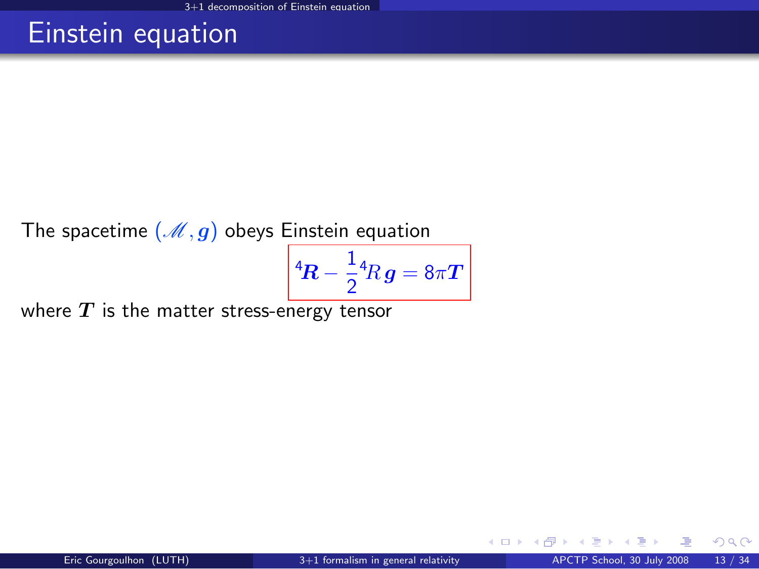# Einstein equation

The spacetime $(\mathscr{M}, \boldsymbol{g})$ obeys Einstein equation

$$\boxed{{}^4\boldsymbol{R} - \frac{1}{2}{}^4R\,\boldsymbol{g} = 8\pi \boldsymbol{T}}$$

where $\boldsymbol{T}$ is the matter stress-energy tensor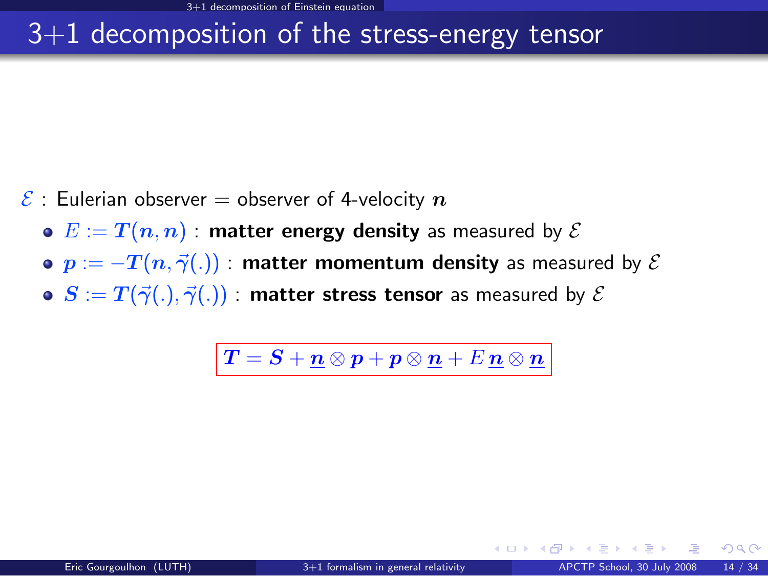# 3+1 decomposition of the stress-energy tensor

$\mathcal{E}$ : Eulerian observer = observer of 4-velocity $\boldsymbol{n}$

- $E := \boldsymbol{T}(\boldsymbol{n}, \boldsymbol{n})$ : **matter energy density** as measured by $\mathcal{E}$
- $\boldsymbol{p} := -\boldsymbol{T}(\boldsymbol{n}, \vec{\gamma}(.))$ : **matter momentum density** as measured by $\mathcal{E}$
- $\boldsymbol{S} := \boldsymbol{T}(\vec{\gamma}(.), \vec{\gamma}(.))$ : **matter stress tensor** as measured by $\mathcal{E}$

$$\boxed{\boldsymbol{T} = \boldsymbol{S} + \underline{\boldsymbol{n}} \otimes \boldsymbol{p} + \boldsymbol{p} \otimes \underline{\boldsymbol{n}} + E\,\underline{\boldsymbol{n}} \otimes \underline{\boldsymbol{n}}}$$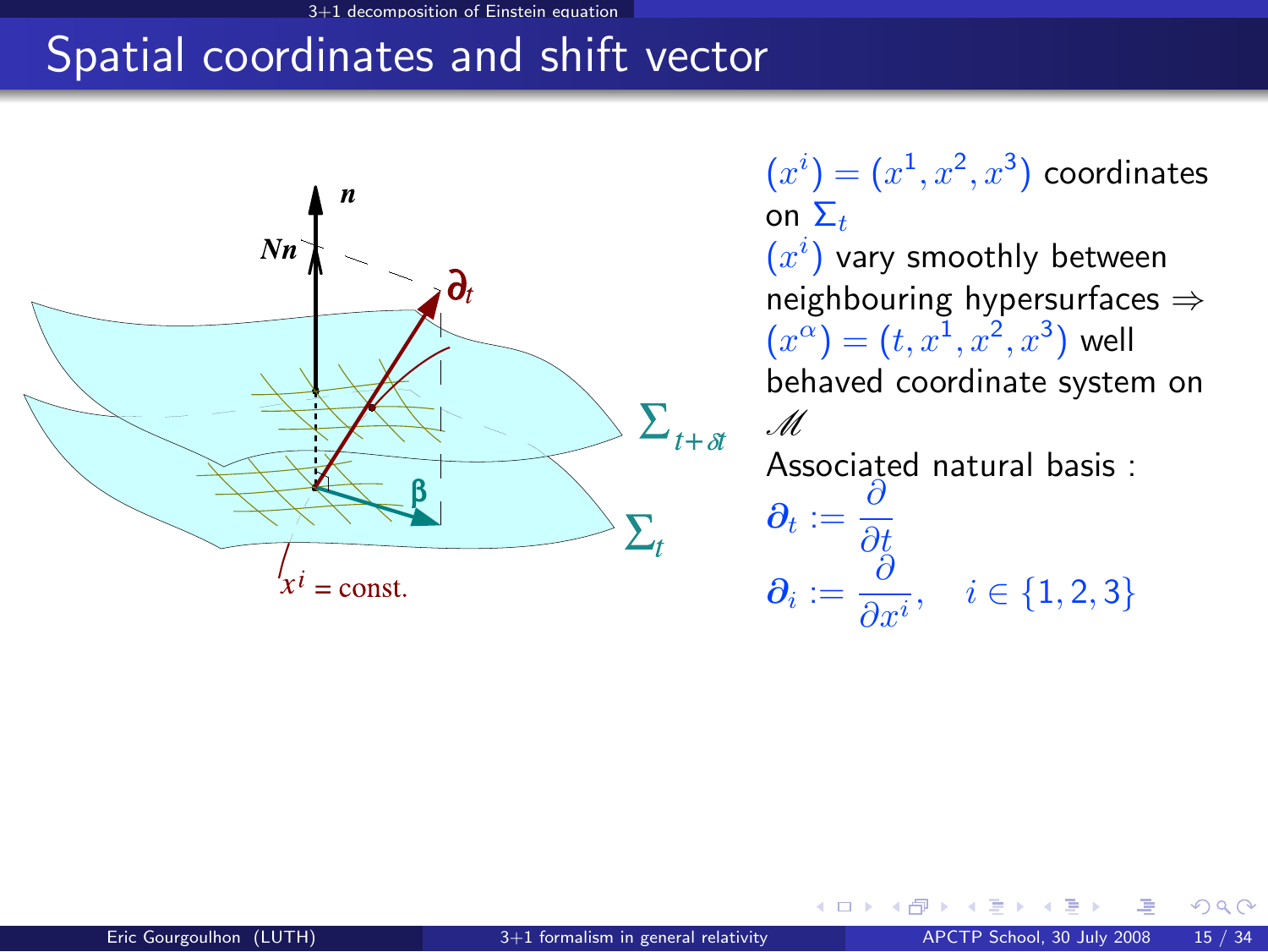# Spatial coordinates and shift vector

$(x^i) = (x^1, x^2, x^3)$ coordinates on $\Sigma_t$

$(x^i)$ vary smoothly between neighbouring hypersurfaces $\Rightarrow$ $(x^\alpha) = (t, x^1, x^2, x^3)$ well behaved coordinate system on $\mathscr{M}$

Associated natural basis :

$$\boldsymbol{\partial}_t := \frac{\partial}{\partial t}$$

$$\boldsymbol{\partial}_i := \frac{\partial}{\partial x^i}, \quad i \in \{1, 2, 3\}$$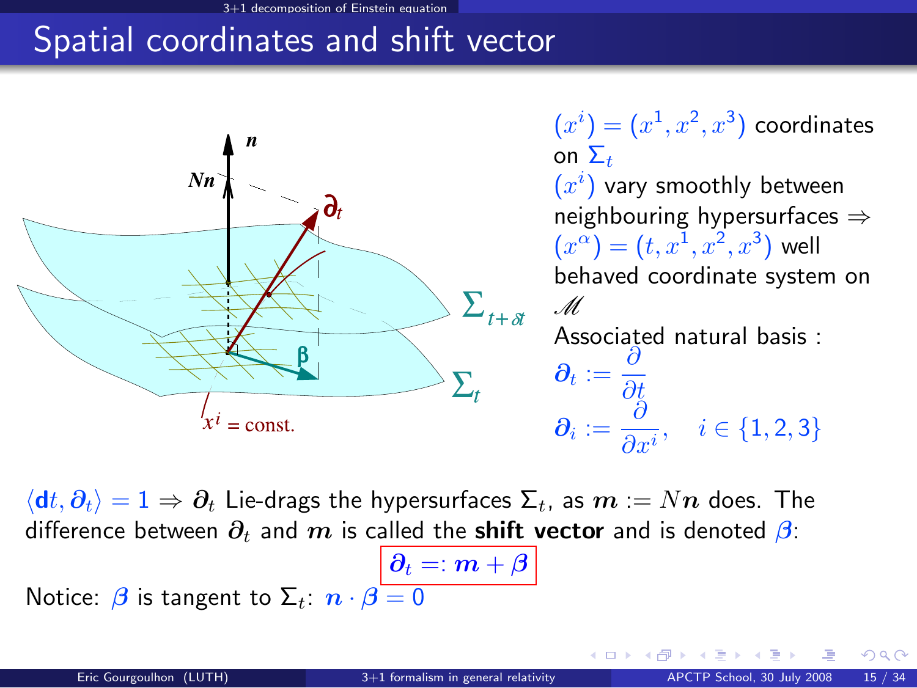# Spatial coordinates and shift vector

$(x^i) = (x^1, x^2, x^3)$ coordinates on $\Sigma_t$

$(x^i)$ vary smoothly between neighbouring hypersurfaces $\Rightarrow$ $(x^\alpha) = (t, x^1, x^2, x^3)$ well behaved coordinate system on $\mathscr{M}$

Associated natural basis :

$$\boldsymbol{\partial}_t := \frac{\partial}{\partial t}$$

$$\boldsymbol{\partial}_i := \frac{\partial}{\partial x^i}, \quad i \in \{1, 2, 3\}$$

$\langle \mathbf{d}t, \boldsymbol{\partial}_t \rangle = 1 \Rightarrow \boldsymbol{\partial}_t$ Lie-drags the hypersurfaces $\Sigma_t$, as $\boldsymbol{m} := N\boldsymbol{n}$ does. The difference between $\boldsymbol{\partial}_t$ and $\boldsymbol{m}$ is called the **shift vector** and is denoted $\boldsymbol{\beta}$:

$$\boxed{\boldsymbol{\partial}_t =: \boldsymbol{m} + \boldsymbol{\beta}}$$

Notice: $\boldsymbol{\beta}$ is tangent to $\Sigma_t$: $\boldsymbol{n} \cdot \boldsymbol{\beta} = 0$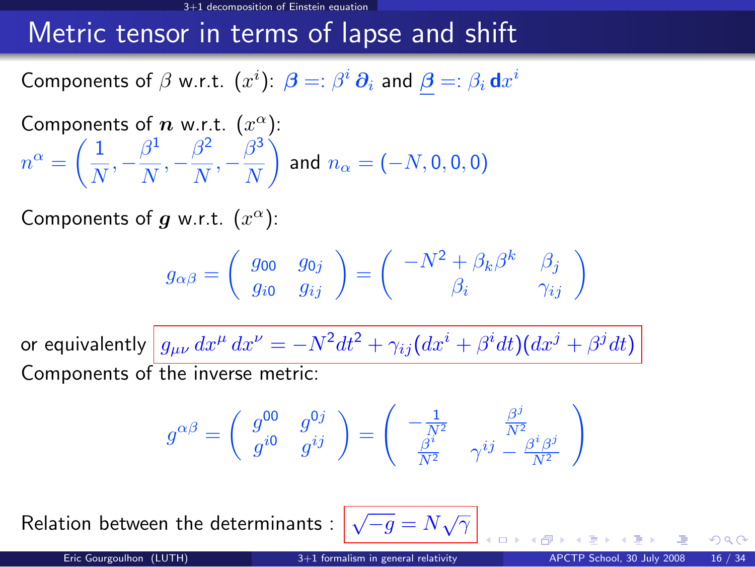# Metric tensor in terms of lapse and shift

Components of $\beta$ w.r.t. $(x^i)$: $\boldsymbol{\beta} =: \beta^i \, \boldsymbol{\partial}_i$ and $\underline{\boldsymbol{\beta}} =: \beta_i \, \mathbf{d}x^i$

Components of $\boldsymbol{n}$ w.r.t. $(x^\alpha)$:
$n^\alpha = \left( \frac{1}{N}, -\frac{\beta^1}{N}, -\frac{\beta^2}{N}, -\frac{\beta^3}{N} \right)$ and $n_\alpha = (-N, 0, 0, 0)$

Components of $\boldsymbol{g}$ w.r.t. $(x^\alpha)$:

$$g_{\alpha\beta} = \begin{pmatrix} g_{00} & g_{0j} \\ g_{i0} & g_{ij} \end{pmatrix} = \begin{pmatrix} -N^2 + \beta_k \beta^k & \beta_j \\ \beta_i & \gamma_{ij} \end{pmatrix}$$

or equivalently $g_{\mu\nu} \, dx^\mu \, dx^\nu = -N^2 dt^2 + \gamma_{ij}(dx^i + \beta^i dt)(dx^j + \beta^j dt)$

Components of the inverse metric:

$$g^{\alpha\beta} = \begin{pmatrix} g^{00} & g^{0j} \\ g^{i0} & g^{ij} \end{pmatrix} = \begin{pmatrix} -\frac{1}{N^2} & \frac{\beta^j}{N^2} \\ \frac{\beta^i}{N^2} & \gamma^{ij} - \frac{\beta^i \beta^j}{N^2} \end{pmatrix}$$

Relation between the determinants : $\sqrt{-g} = N\sqrt{\gamma}$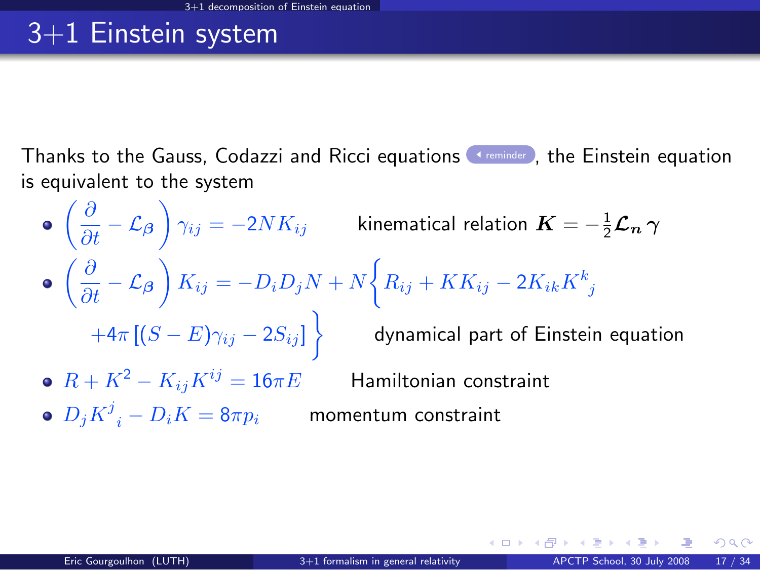# 3+1 Einstein system

Thanks to the Gauss, Codazzi and Ricci equations reminder, the Einstein equation is equivalent to the system

- $\left(\frac{\partial}{\partial t} - \mathcal{L}_{\boldsymbol{\beta}}\right) \gamma_{ij} = -2NK_{ij}$ kinematical relation $\boldsymbol{K} = -\frac{1}{2}\boldsymbol{\mathcal{L}}_{\boldsymbol{n}}\,\boldsymbol{\gamma}$
- $\left(\frac{\partial}{\partial t} - \mathcal{L}_{\boldsymbol{\beta}}\right) K_{ij} = -D_i D_j N + N\Big\{R_{ij} + KK_{ij} - 2K_{ik}K^k_{\ \ j}$
  $+4\pi\left[(S-E)\gamma_{ij} - 2S_{ij}\right]\Big\}$ dynamical part of Einstein equation
- $R + K^2 - K_{ij}K^{ij} = 16\pi E$ Hamiltonian constraint
- $D_j K^j_{\ \ i} - D_i K = 8\pi p_i$ momentum constraint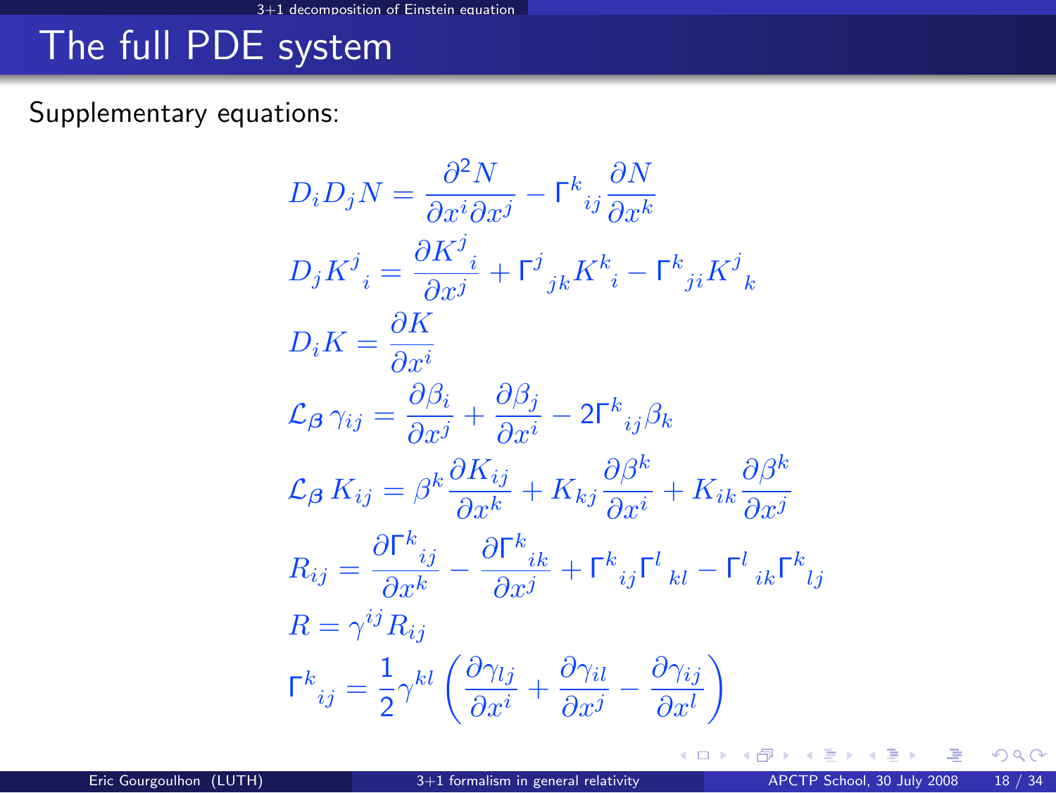# The full PDE system

Supplementary equations:

$$D_i D_j N = \frac{\partial^2 N}{\partial x^i \partial x^j} - \Gamma^k_{\ ij} \frac{\partial N}{\partial x^k}$$

$$D_j K^j_{\ i} = \frac{\partial K^j_{\ i}}{\partial x^j} + \Gamma^j_{\ jk} K^k_{\ i} - \Gamma^k_{\ ji} K^j_{\ k}$$

$$D_i K = \frac{\partial K}{\partial x^i}$$

$$\mathcal{L}_{\boldsymbol{\beta}} \gamma_{ij} = \frac{\partial \beta_i}{\partial x^j} + \frac{\partial \beta_j}{\partial x^i} - 2\Gamma^k_{\ ij} \beta_k$$

$$\mathcal{L}_{\boldsymbol{\beta}} K_{ij} = \beta^k \frac{\partial K_{ij}}{\partial x^k} + K_{kj} \frac{\partial \beta^k}{\partial x^i} + K_{ik} \frac{\partial \beta^k}{\partial x^j}$$

$$R_{ij} = \frac{\partial \Gamma^k_{\ ij}}{\partial x^k} - \frac{\partial \Gamma^k_{\ ik}}{\partial x^j} + \Gamma^k_{\ ij} \Gamma^l_{\ kl} - \Gamma^l_{\ ik} \Gamma^k_{\ lj}$$

$$R = \gamma^{ij} R_{ij}$$

$$\Gamma^k_{\ ij} = \frac{1}{2} \gamma^{kl} \left( \frac{\partial \gamma_{lj}}{\partial x^i} + \frac{\partial \gamma_{il}}{\partial x^j} - \frac{\partial \gamma_{ij}}{\partial x^l} \right)$$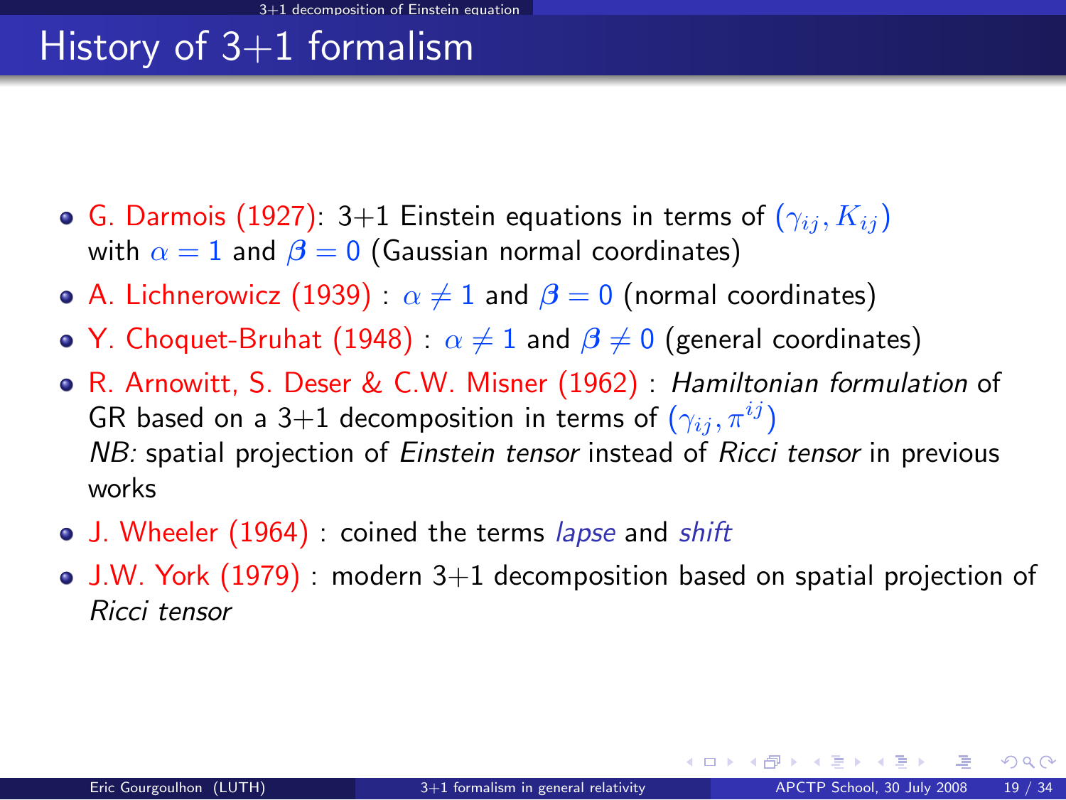# History of 3+1 formalism

- G. Darmois (1927): 3+1 Einstein equations in terms of $(\gamma_{ij}, K_{ij})$ with $\alpha = 1$ and $\boldsymbol{\beta} = 0$ (Gaussian normal coordinates)
- A. Lichnerowicz (1939) : $\alpha \neq 1$ and $\boldsymbol{\beta} = 0$ (normal coordinates)
- Y. Choquet-Bruhat (1948) : $\alpha \neq 1$ and $\boldsymbol{\beta} \neq 0$ (general coordinates)
- R. Arnowitt, S. Deser & C.W. Misner (1962) : *Hamiltonian formulation* of GR based on a 3+1 decomposition in terms of $(\gamma_{ij}, \pi^{ij})$
  *NB:* spatial projection of *Einstein tensor* instead of *Ricci tensor* in previous works
- J. Wheeler (1964) : coined the terms *lapse* and *shift*
- J.W. York (1979) : modern 3+1 decomposition based on spatial projection of *Ricci tensor*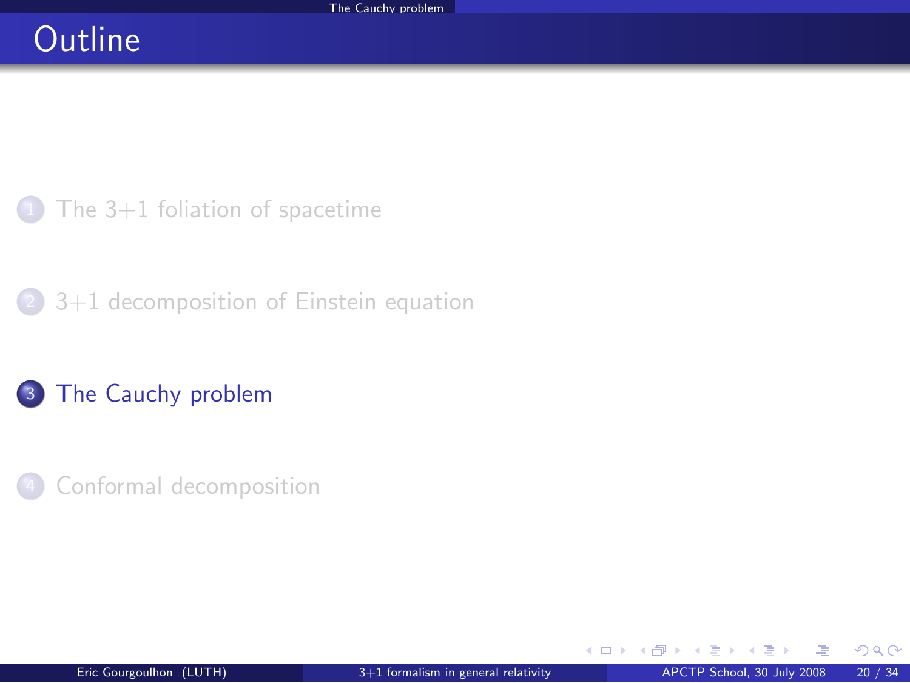# Outline

1. The 3+1 foliation of spacetime
2. 3+1 decomposition of Einstein equation
3. **The Cauchy problem**
4. Conformal decomposition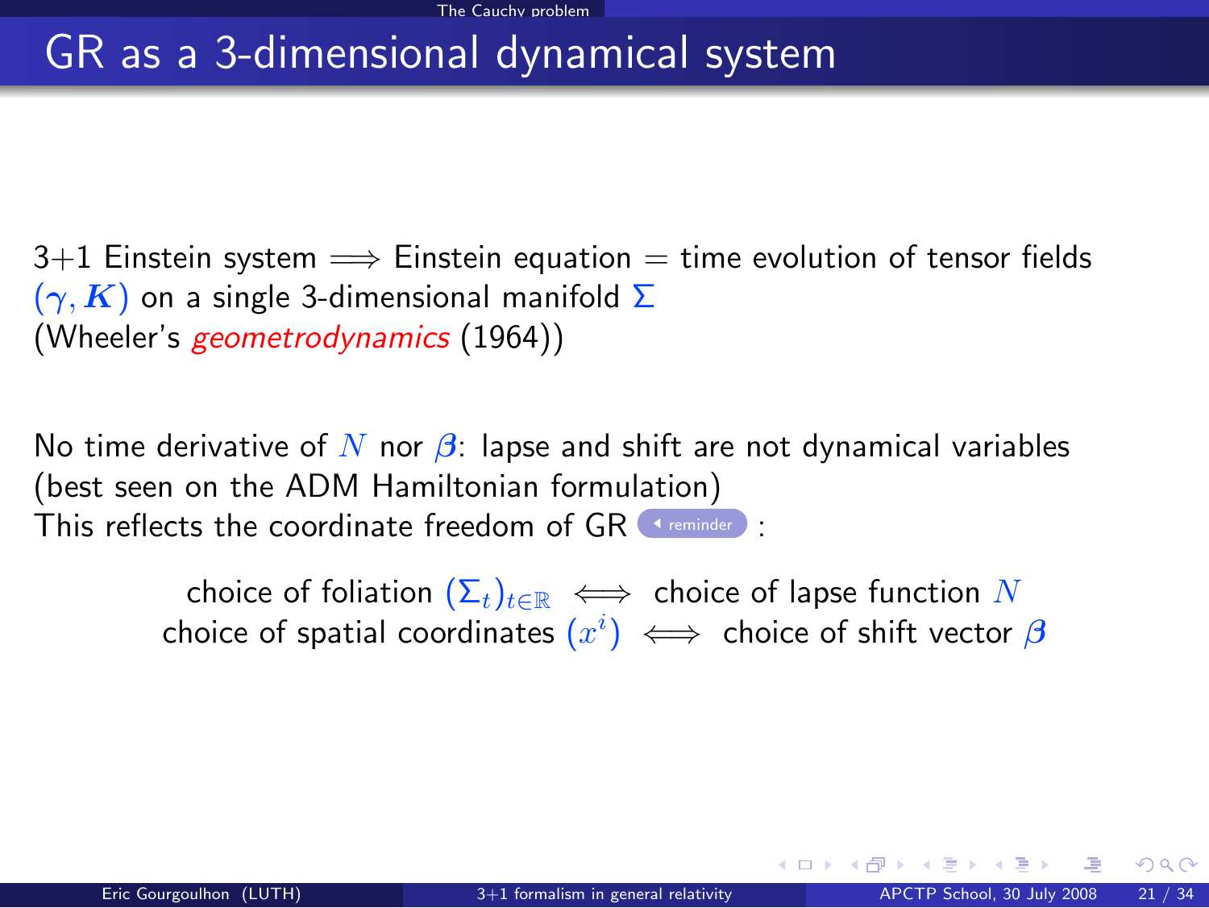# GR as a 3-dimensional dynamical system

3+1 Einstein system $\Longrightarrow$ Einstein equation = time evolution of tensor fields $(\gamma, \boldsymbol{K})$ on a single 3-dimensional manifold $\Sigma$
(Wheeler's *geometrodynamics* (1964))

No time derivative of $N$ nor $\boldsymbol{\beta}$: lapse and shift are not dynamical variables
(best seen on the ADM Hamiltonian formulation)
This reflects the coordinate freedom of GR reminder :

$$\text{choice of foliation } (\Sigma_t)_{t\in\mathbb{R}} \iff \text{choice of lapse function } N$$
$$\text{choice of spatial coordinates } (x^i) \iff \text{choice of shift vector } \boldsymbol{\beta}$$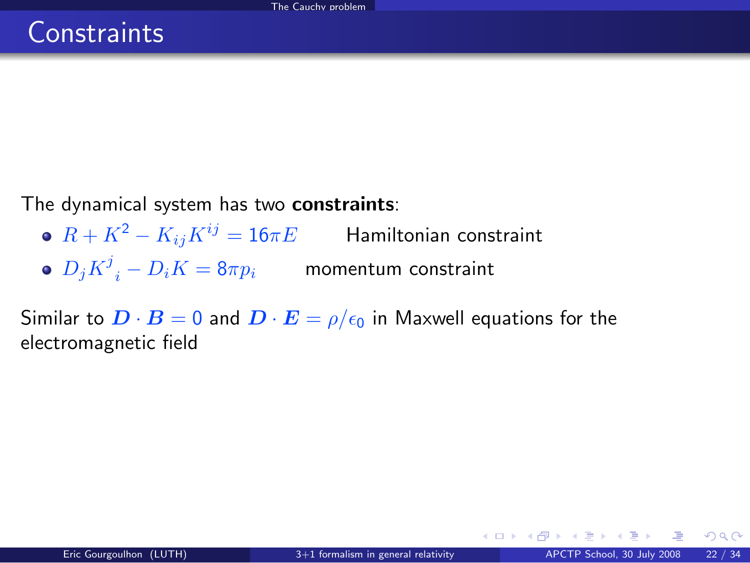# Constraints

The dynamical system has two **constraints**:

- $R + K^2 - K_{ij}K^{ij} = 16\pi E$   Hamiltonian constraint
- $D_j K^j{}_i - D_i K = 8\pi p_i$   momentum constraint

Similar to $\boldsymbol{D} \cdot \boldsymbol{B} = 0$ and $\boldsymbol{D} \cdot \boldsymbol{E} = \rho/\epsilon_0$ in Maxwell equations for the electromagnetic field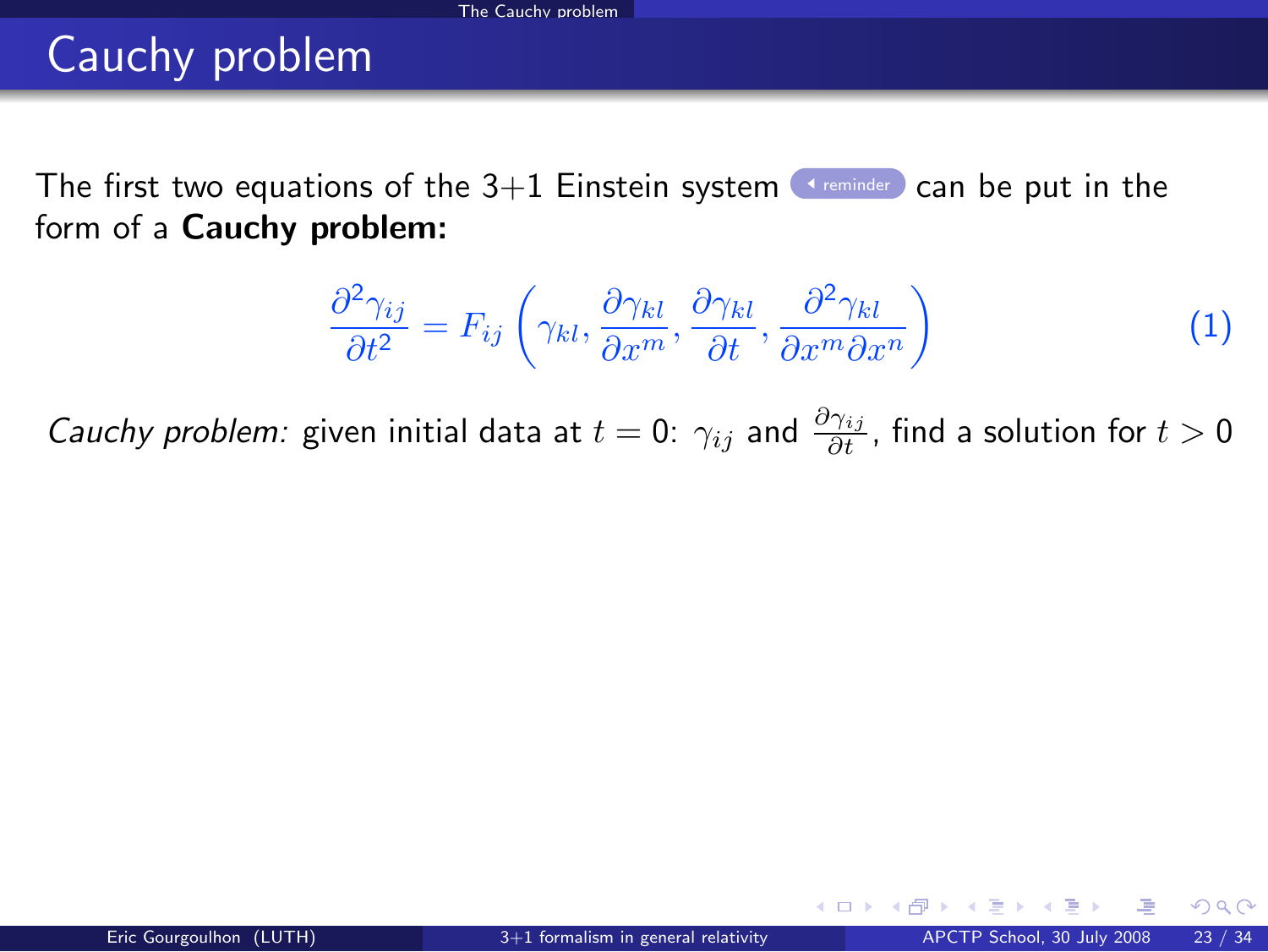# Cauchy problem

The first two equations of the 3+1 Einstein system ◂ reminder can be put in the form of a **Cauchy problem:**

$$\frac{\partial^2 \gamma_{ij}}{\partial t^2} = F_{ij}\left(\gamma_{kl}, \frac{\partial \gamma_{kl}}{\partial x^m}, \frac{\partial \gamma_{kl}}{\partial t}, \frac{\partial^2 \gamma_{kl}}{\partial x^m \partial x^n}\right) \tag{1}$$

*Cauchy problem:* given initial data at $t = 0$: $\gamma_{ij}$ and $\frac{\partial \gamma_{ij}}{\partial t}$, find a solution for $t > 0$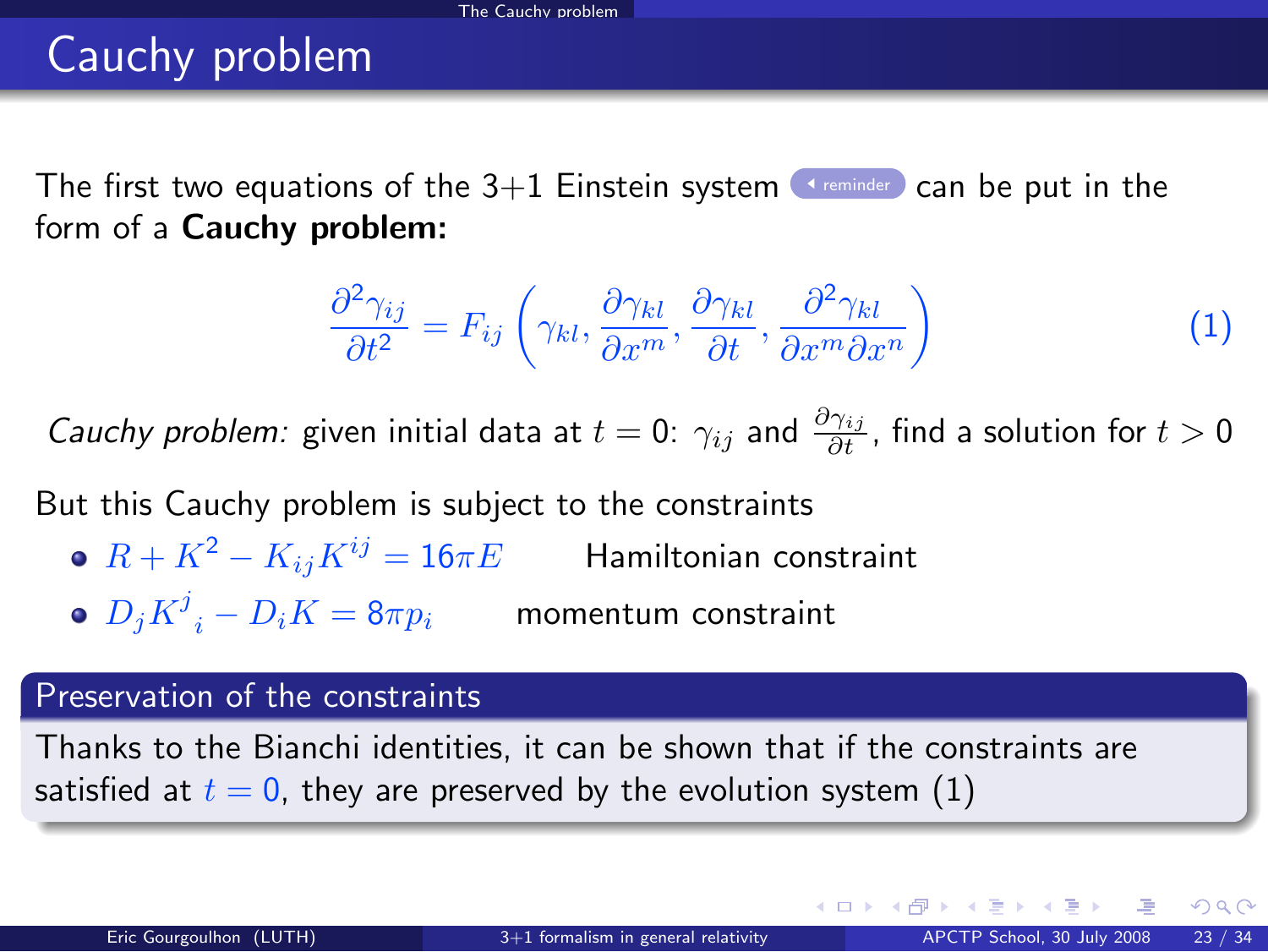# Cauchy problem

The first two equations of the 3+1 Einstein system reminder can be put in the form of a **Cauchy problem:**

$$\frac{\partial^2 \gamma_{ij}}{\partial t^2} = F_{ij}\left(\gamma_{kl}, \frac{\partial \gamma_{kl}}{\partial x^m}, \frac{\partial \gamma_{kl}}{\partial t}, \frac{\partial^2 \gamma_{kl}}{\partial x^m \partial x^n}\right) \tag{1}$$

*Cauchy problem:* given initial data at $t = 0$: $\gamma_{ij}$ and $\frac{\partial \gamma_{ij}}{\partial t}$, find a solution for $t > 0$

But this Cauchy problem is subject to the constraints

- $R + K^2 - K_{ij}K^{ij} = 16\pi E$ Hamiltonian constraint
- $D_j K^j{}_i - D_i K = 8\pi p_i$ momentum constraint

## Preservation of the constraints

Thanks to the Bianchi identities, it can be shown that if the constraints are satisfied at $t = 0$, they are preserved by the evolution system (1)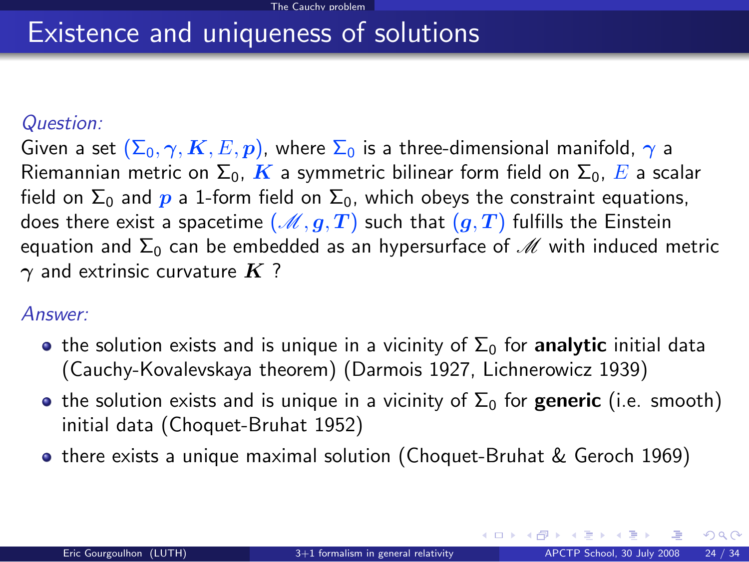# Existence and uniqueness of solutions

*Question:*

Given a set $(\Sigma_0, \gamma, \boldsymbol{K}, E, \boldsymbol{p})$, where $\Sigma_0$ is a three-dimensional manifold, $\gamma$ a Riemannian metric on $\Sigma_0$, $\boldsymbol{K}$ a symmetric bilinear form field on $\Sigma_0$, $E$ a scalar field on $\Sigma_0$ and $\boldsymbol{p}$ a 1-form field on $\Sigma_0$, which obeys the constraint equations, does there exist a spacetime $(\mathscr{M}, \boldsymbol{g}, \boldsymbol{T})$ such that $(\boldsymbol{g}, \boldsymbol{T})$ fulfills the Einstein equation and $\Sigma_0$ can be embedded as an hypersurface of $\mathscr{M}$ with induced metric $\gamma$ and extrinsic curvature $\boldsymbol{K}$ ?

*Answer:*

- the solution exists and is unique in a vicinity of $\Sigma_0$ for **analytic** initial data (Cauchy-Kovalevskaya theorem) (Darmois 1927, Lichnerowicz 1939)
- the solution exists and is unique in a vicinity of $\Sigma_0$ for **generic** (i.e. smooth) initial data (Choquet-Bruhat 1952)
- there exists a unique maximal solution (Choquet-Bruhat & Geroch 1969)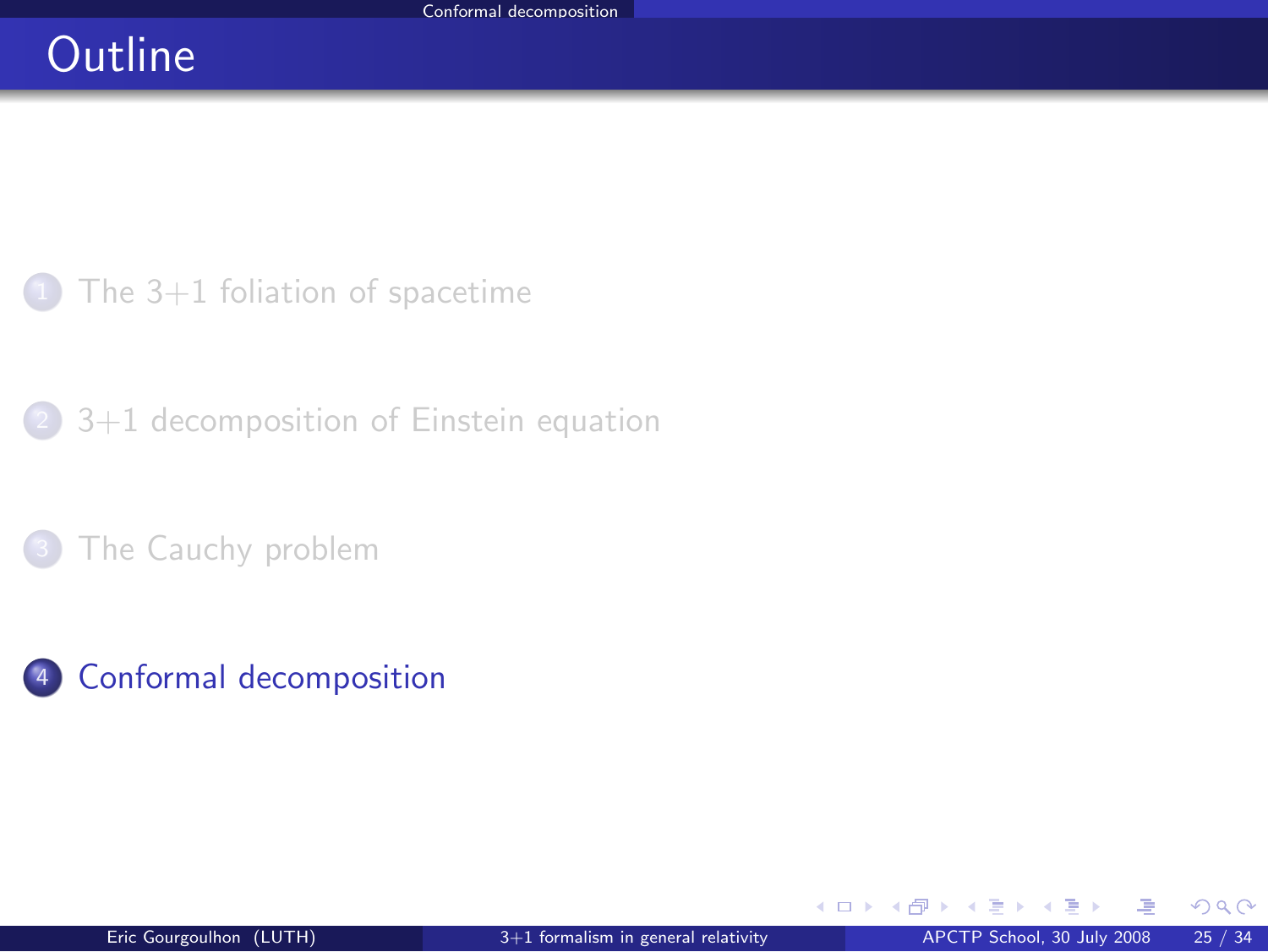# Outline

1. The 3+1 foliation of spacetime
2. 3+1 decomposition of Einstein equation
3. The Cauchy problem
4. Conformal decomposition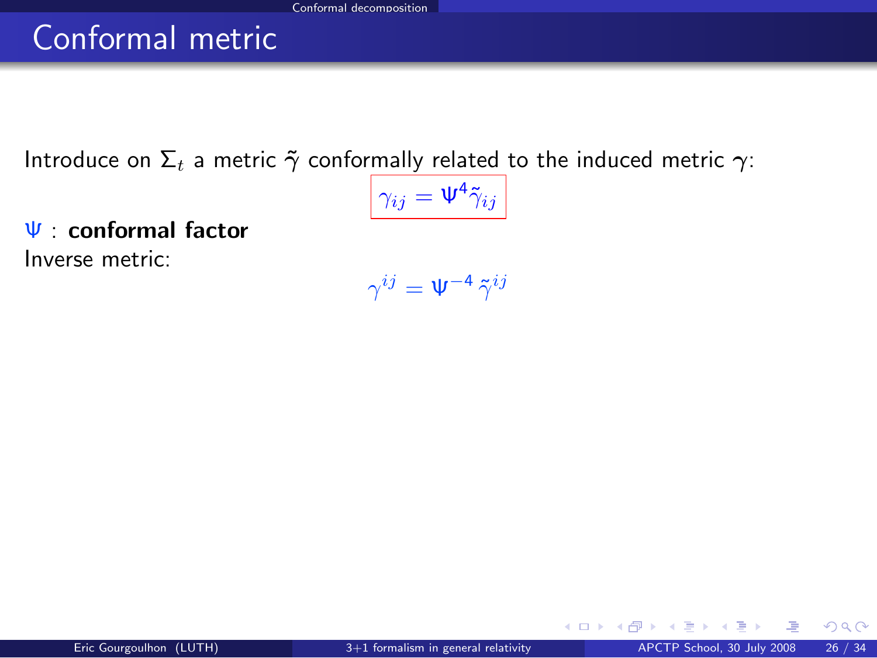# Conformal metric

Introduce on $\Sigma_t$ a metric $\tilde{\gamma}$ conformally related to the induced metric $\gamma$:

$$\boxed{\gamma_{ij} = \Psi^4 \tilde{\gamma}_{ij}}$$

$\Psi$ : **conformal factor**

Inverse metric:

$$\gamma^{ij} = \Psi^{-4} \, \tilde{\gamma}^{ij}$$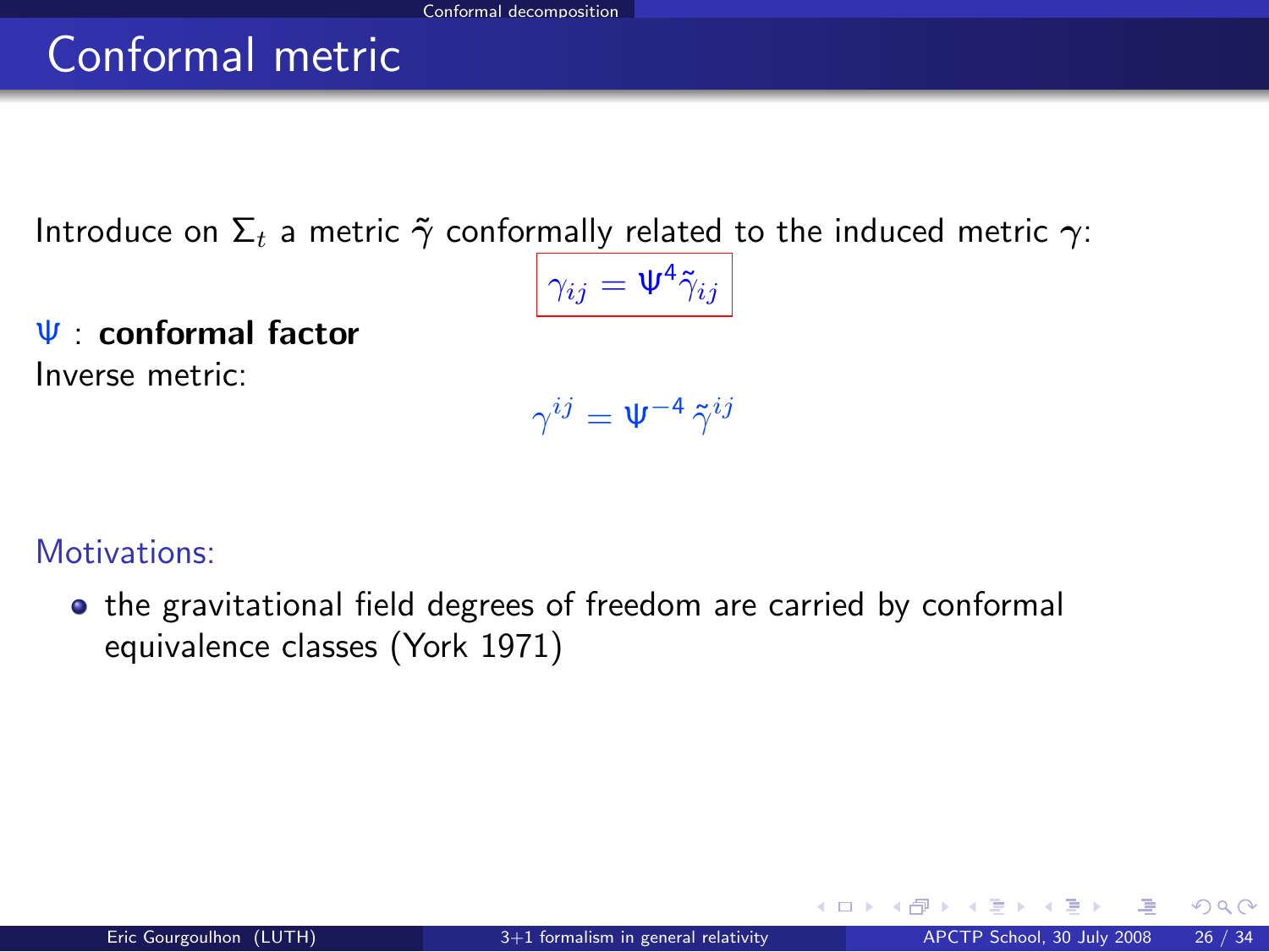# Conformal metric

Introduce on $\Sigma_t$ a metric $\tilde{\gamma}$ conformally related to the induced metric $\gamma$:

$$\gamma_{ij} = \Psi^4 \tilde{\gamma}_{ij}$$

$\Psi$ : **conformal factor**

Inverse metric:

$$\gamma^{ij} = \Psi^{-4} \, \tilde{\gamma}^{ij}$$

Motivations:

- the gravitational field degrees of freedom are carried by conformal equivalence classes (York 1971)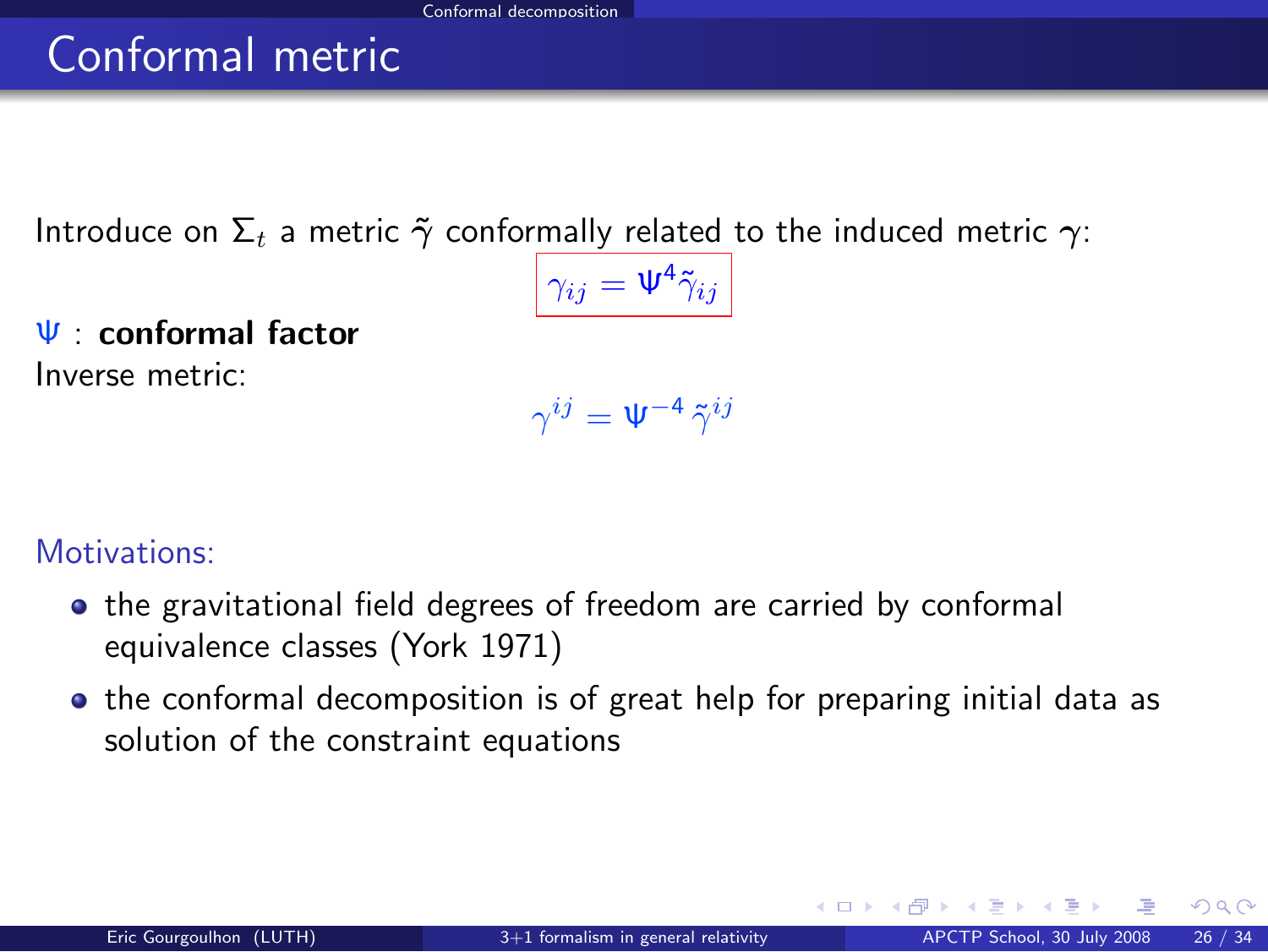# Conformal metric

Introduce on $\Sigma_t$ a metric $\tilde{\gamma}$ conformally related to the induced metric $\gamma$:

$$\gamma_{ij} = \Psi^4 \tilde{\gamma}_{ij}$$

$\Psi$ : **conformal factor**

Inverse metric:

$$\gamma^{ij} = \Psi^{-4} \, \tilde{\gamma}^{ij}$$

Motivations:

- the gravitational field degrees of freedom are carried by conformal equivalence classes (York 1971)
- the conformal decomposition is of great help for preparing initial data as solution of the constraint equations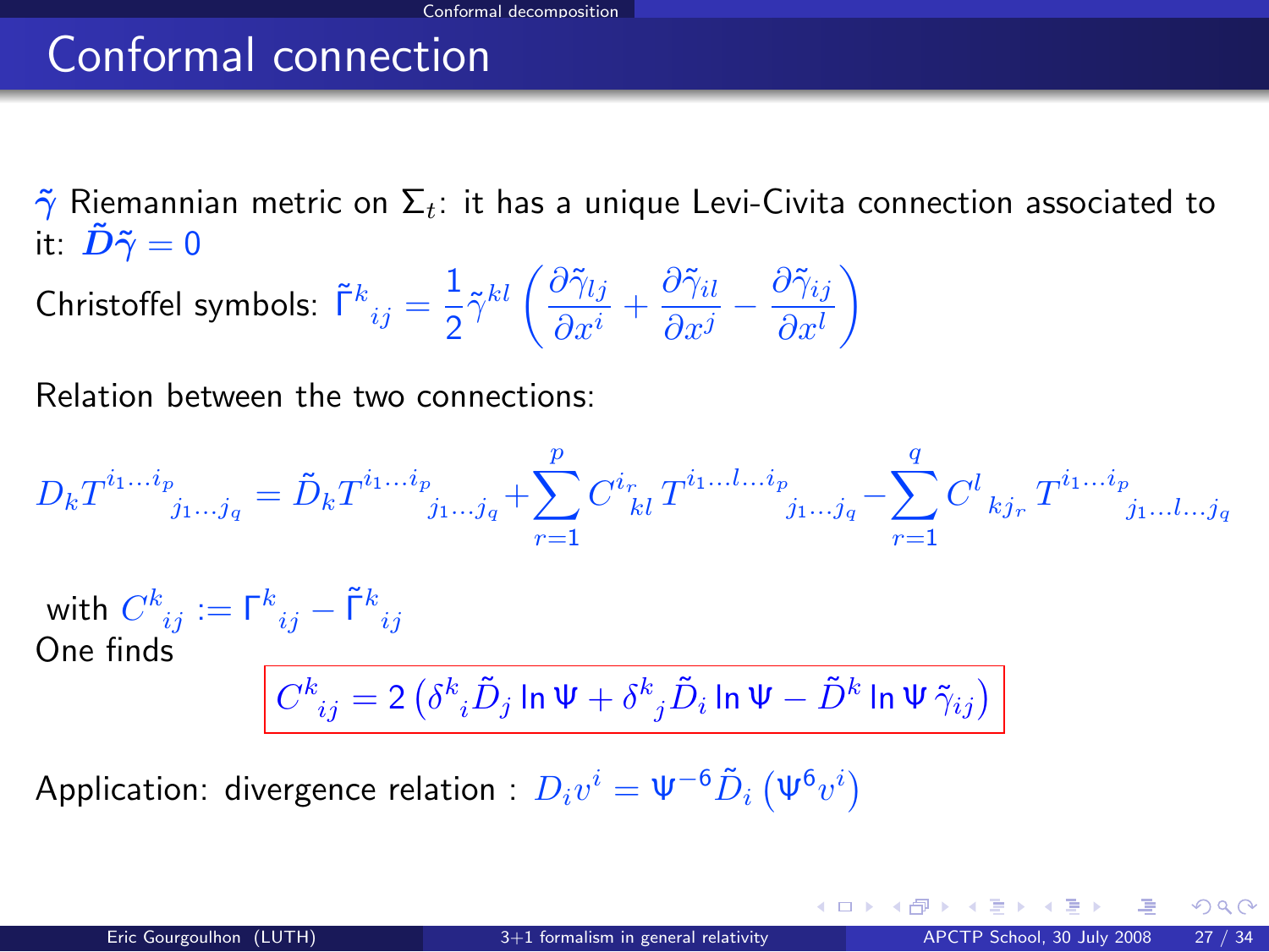# Conformal connection

$\tilde{\gamma}$ Riemannian metric on $\Sigma_t$: it has a unique Levi-Civita connection associated to it: $\tilde{\boldsymbol{D}}\tilde{\boldsymbol{\gamma}} = 0$

Christoffel symbols: $\tilde{\Gamma}^k_{\ ij} = \frac{1}{2}\tilde{\gamma}^{kl}\left(\frac{\partial \tilde{\gamma}_{lj}}{\partial x^i} + \frac{\partial \tilde{\gamma}_{il}}{\partial x^j} - \frac{\partial \tilde{\gamma}_{ij}}{\partial x^l}\right)$

Relation between the two connections:

$$D_k T^{i_1\ldots i_p}_{\qquad j_1\ldots j_q} = \tilde{D}_k T^{i_1\ldots i_p}_{\qquad j_1\ldots j_q} + \sum_{r=1}^{p} C^{i_r}_{\ \ kl}\, T^{i_1\ldots l\ldots i_p}_{\qquad\quad j_1\ldots j_q} - \sum_{r=1}^{q} C^{l}_{\ kj_r}\, T^{i_1\ldots i_p}_{\qquad j_1\ldots l\ldots j_q}$$

with $C^k_{\ ij} := \Gamma^k_{\ ij} - \tilde{\Gamma}^k_{\ ij}$

One finds

$$\boxed{C^k_{\ ij} = 2\left(\delta^k_{\ i}\tilde{D}_j \ln\Psi + \delta^k_{\ j}\tilde{D}_i \ln\Psi - \tilde{D}^k \ln\Psi\, \tilde{\gamma}_{ij}\right)}$$

Application: divergence relation : $D_i v^i = \Psi^{-6}\tilde{D}_i\left(\Psi^6 v^i\right)$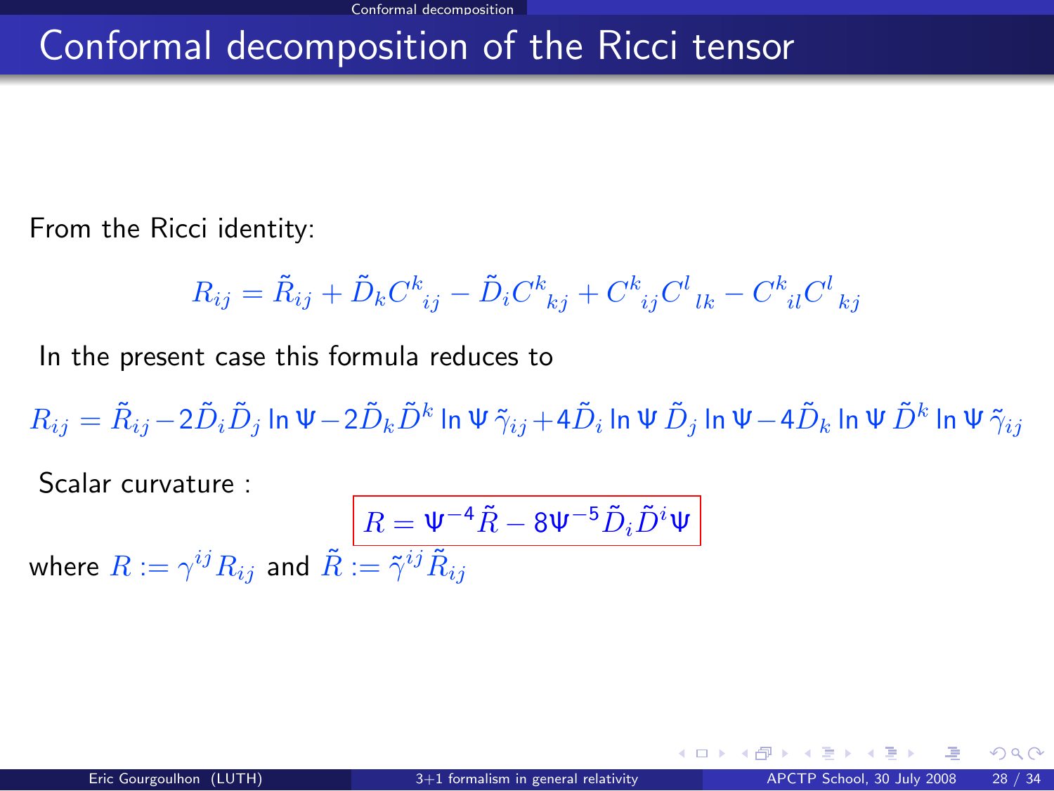# Conformal decomposition of the Ricci tensor

From the Ricci identity:

$$R_{ij} = \tilde{R}_{ij} + \tilde{D}_k C^k_{\ \ ij} - \tilde{D}_i C^k_{\ \ kj} + C^k_{\ \ ij} C^l_{\ \ lk} - C^k_{\ \ il} C^l_{\ \ kj}$$

In the present case this formula reduces to

$$R_{ij} = \tilde{R}_{ij} - 2\tilde{D}_i \tilde{D}_j \ln\Psi - 2\tilde{D}_k \tilde{D}^k \ln\Psi \, \tilde{\gamma}_{ij} + 4\tilde{D}_i \ln\Psi \, \tilde{D}_j \ln\Psi - 4\tilde{D}_k \ln\Psi \, \tilde{D}^k \ln\Psi \, \tilde{\gamma}_{ij}$$

Scalar curvature :

$$\boxed{R = \Psi^{-4}\tilde{R} - 8\Psi^{-5}\tilde{D}_i \tilde{D}^i \Psi}$$

where $R := \gamma^{ij} R_{ij}$ and $\tilde{R} := \tilde{\gamma}^{ij} \tilde{R}_{ij}$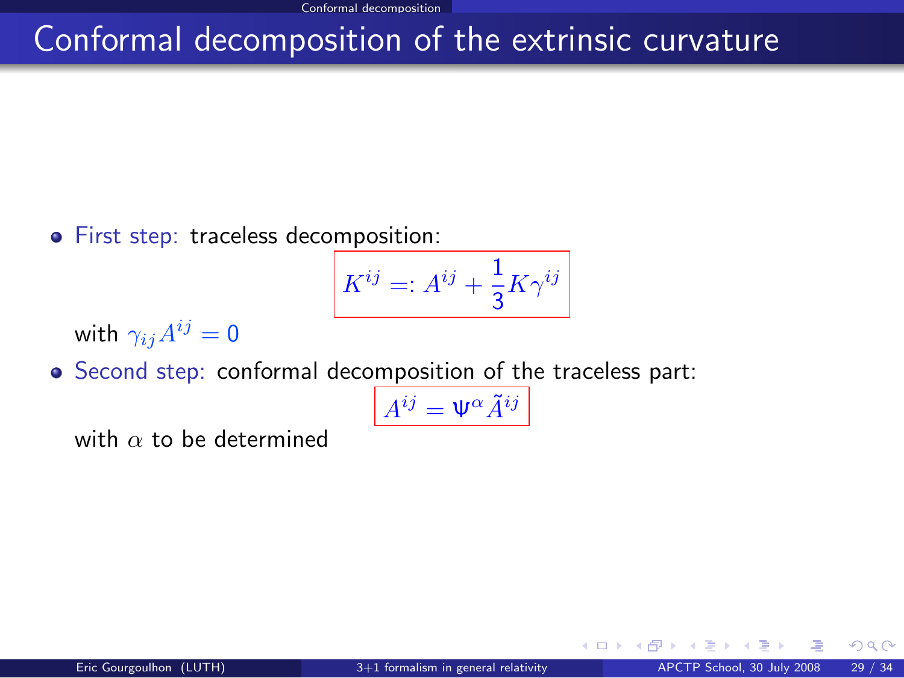# Conformal decomposition of the extrinsic curvature

- First step: traceless decomposition:

$$\boxed{K^{ij} =: A^{ij} + \frac{1}{3} K \gamma^{ij}}$$

  with $\gamma_{ij} A^{ij} = 0$

- Second step: conformal decomposition of the traceless part:

$$\boxed{A^{ij} = \Psi^{\alpha} \tilde{A}^{ij}}$$

  with $\alpha$ to be determined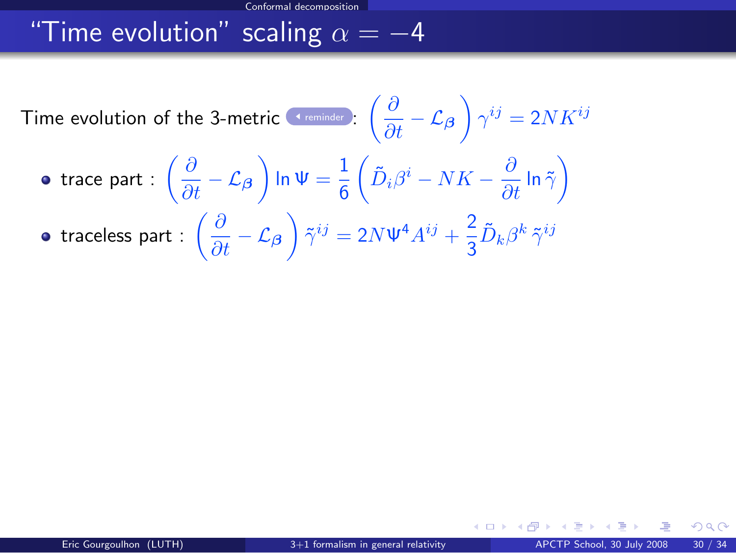# "Time evolution" scaling $\alpha = -4$

Time evolution of the 3-metric reminder: $\left(\frac{\partial}{\partial t} - \mathcal{L}_{\boldsymbol{\beta}}\right) \gamma^{ij} = 2NK^{ij}$

- trace part : $\left(\frac{\partial}{\partial t} - \mathcal{L}_{\boldsymbol{\beta}}\right) \ln \Psi = \frac{1}{6}\left(\tilde{D}_i\beta^i - NK - \frac{\partial}{\partial t}\ln\tilde{\gamma}\right)$
- traceless part : $\left(\frac{\partial}{\partial t} - \mathcal{L}_{\boldsymbol{\beta}}\right) \tilde{\gamma}^{ij} = 2N\Psi^4 A^{ij} + \frac{2}{3}\tilde{D}_k\beta^k\,\tilde{\gamma}^{ij}$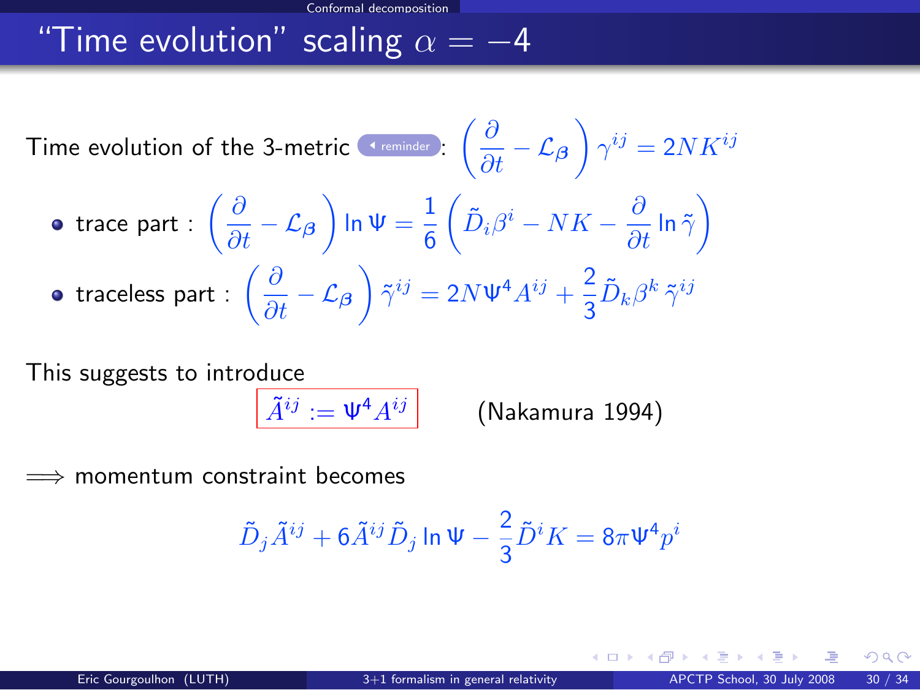# "Time evolution" scaling $\alpha = -4$

Time evolution of the 3-metric reminder: $\left(\frac{\partial}{\partial t} - \mathcal{L}_{\boldsymbol{\beta}}\right) \gamma^{ij} = 2NK^{ij}$

- trace part : $\left(\frac{\partial}{\partial t} - \mathcal{L}_{\boldsymbol{\beta}}\right) \ln \Psi = \frac{1}{6}\left(\tilde{D}_i \beta^i - NK - \frac{\partial}{\partial t} \ln \tilde{\gamma}\right)$
- traceless part : $\left(\frac{\partial}{\partial t} - \mathcal{L}_{\boldsymbol{\beta}}\right) \tilde{\gamma}^{ij} = 2N\Psi^4 A^{ij} + \frac{2}{3} \tilde{D}_k \beta^k \, \tilde{\gamma}^{ij}$

This suggests to introduce

$$\boxed{\tilde{A}^{ij} := \Psi^4 A^{ij}} \qquad \text{(Nakamura 1994)}$$

$\Longrightarrow$ momentum constraint becomes

$$\tilde{D}_j \tilde{A}^{ij} + 6 \tilde{A}^{ij} \tilde{D}_j \ln \Psi - \frac{2}{3} \tilde{D}^i K = 8\pi \Psi^4 p^i$$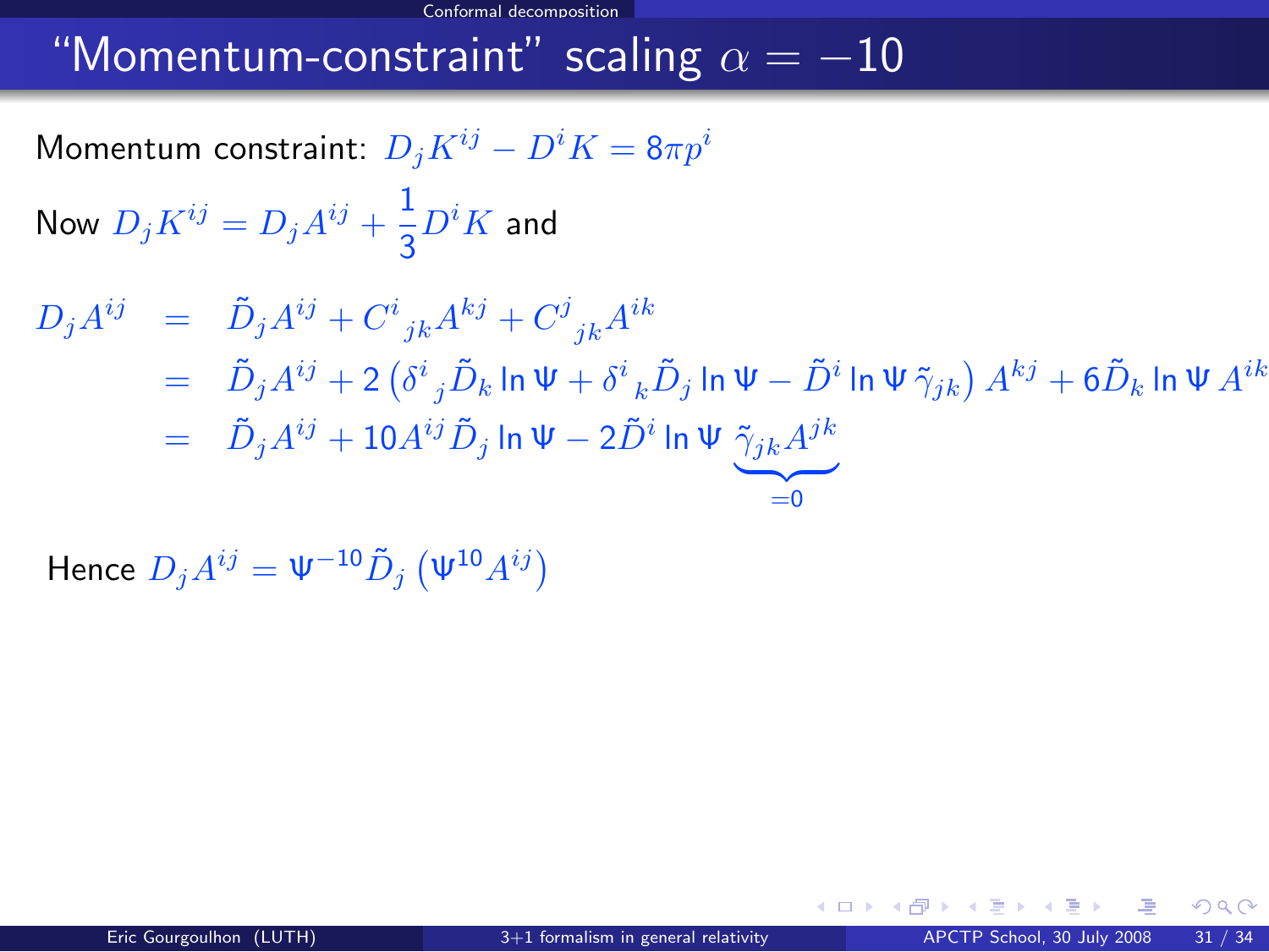# “Momentum-constraint” scaling $\alpha = -10$

Momentum constraint: $D_j K^{ij} - D^i K = 8\pi p^i$

Now $D_j K^{ij} = D_j A^{ij} + \dfrac{1}{3} D^i K$ and

$$
\begin{aligned}
D_j A^{ij} &= \tilde{D}_j A^{ij} + C^i{}_{jk} A^{kj} + C^j{}_{jk} A^{ik} \\
&= \tilde{D}_j A^{ij} + 2\left(\delta^i{}_j \tilde{D}_k \ln\Psi + \delta^i{}_k \tilde{D}_j \ln\Psi - \tilde{D}^i \ln\Psi \, \tilde{\gamma}_{jk}\right) A^{kj} + 6 \tilde{D}_k \ln\Psi \, A^{ik} \\
&= \tilde{D}_j A^{ij} + 10 A^{ij} \tilde{D}_j \ln\Psi - 2 \tilde{D}^i \ln\Psi \, \underbrace{\tilde{\gamma}_{jk} A^{jk}}_{=0}
\end{aligned}
$$

Hence $D_j A^{ij} = \Psi^{-10} \tilde{D}_j \left(\Psi^{10} A^{ij}\right)$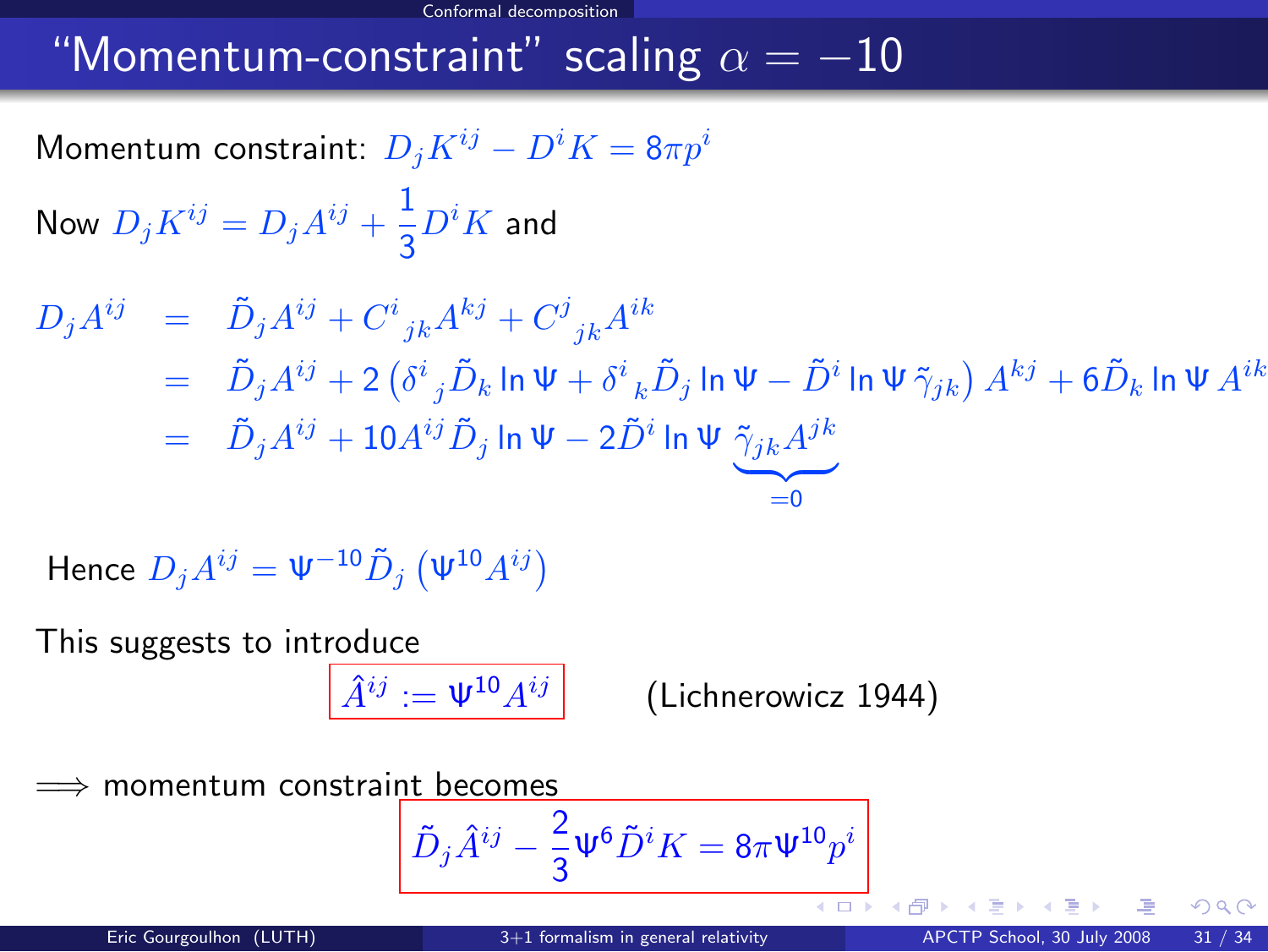## "Momentum-constraint" scaling $\alpha = -10$

Momentum constraint: $D_j K^{ij} - D^i K = 8\pi p^i$

Now $D_j K^{ij} = D_j A^{ij} + \frac{1}{3} D^i K$ and

$$
\begin{aligned}
D_j A^{ij} &= \tilde{D}_j A^{ij} + C^i{}_{jk} A^{kj} + C^j{}_{jk} A^{ik} \\
&= \tilde{D}_j A^{ij} + 2\left(\delta^i{}_j \tilde{D}_k \ln\Psi + \delta^i{}_k \tilde{D}_j \ln\Psi - \tilde{D}^i \ln\Psi \, \tilde{\gamma}_{jk}\right) A^{kj} + 6\tilde{D}_k \ln\Psi \, A^{ik} \\
&= \tilde{D}_j A^{ij} + 10 A^{ij} \tilde{D}_j \ln\Psi - 2\tilde{D}^i \ln\Psi \, \underbrace{\tilde{\gamma}_{jk} A^{jk}}_{=0}
\end{aligned}
$$

Hence $D_j A^{ij} = \Psi^{-10} \tilde{D}_j \left(\Psi^{10} A^{ij}\right)$

This suggests to introduce

$$\boxed{\hat{A}^{ij} := \Psi^{10} A^{ij}} \qquad \text{(Lichnerowicz 1944)}$$

$\Longrightarrow$ momentum constraint becomes

$$\boxed{\tilde{D}_j \hat{A}^{ij} - \frac{2}{3}\Psi^6 \tilde{D}^i K = 8\pi \Psi^{10} p^i}$$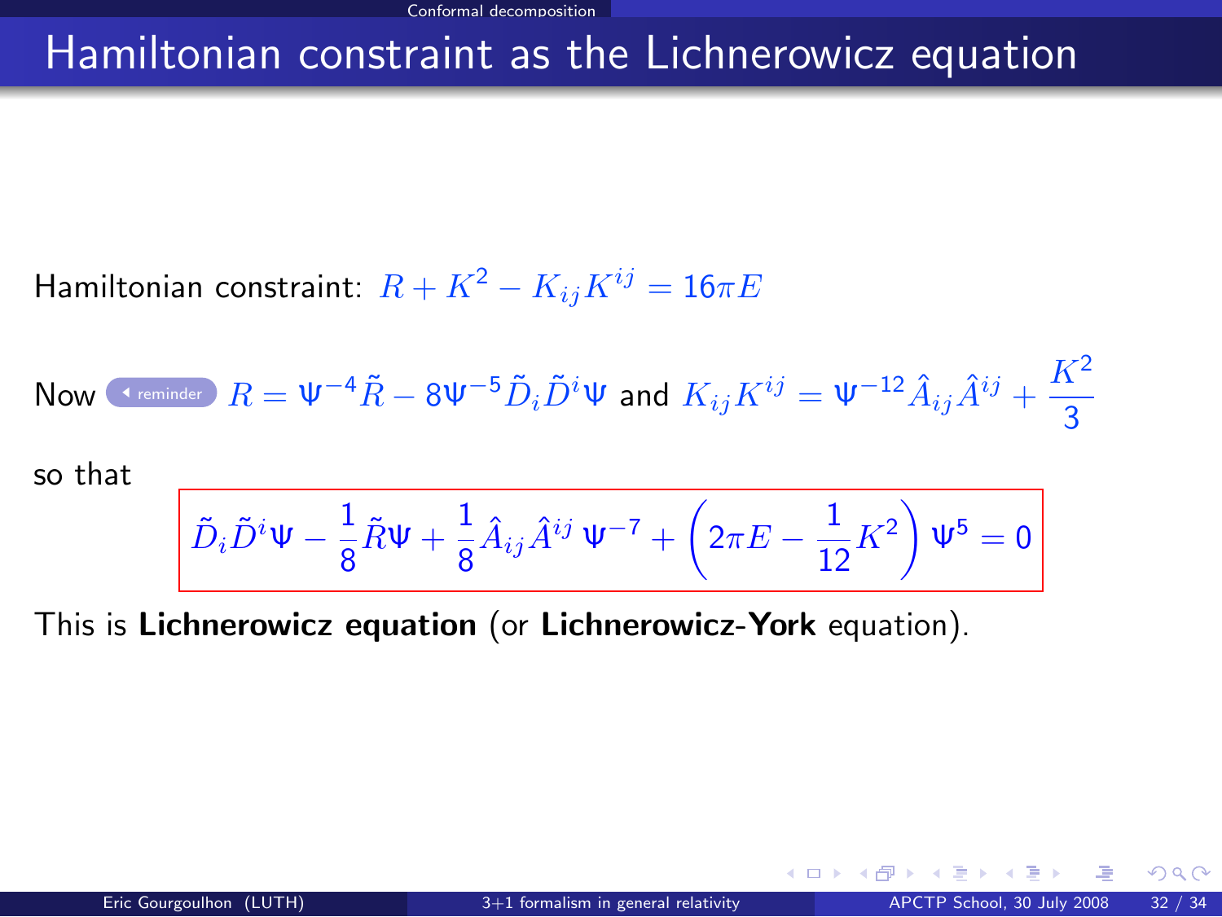# Hamiltonian constraint as the Lichnerowicz equation

Hamiltonian constraint: $R + K^2 - K_{ij}K^{ij} = 16\pi E$

Now reminder $R = \Psi^{-4}\tilde{R} - 8\Psi^{-5}\tilde{D}_i\tilde{D}^i\Psi$ and $K_{ij}K^{ij} = \Psi^{-12}\hat{A}_{ij}\hat{A}^{ij} + \frac{K^2}{3}$

so that

$$\tilde{D}_i\tilde{D}^i\Psi - \frac{1}{8}\tilde{R}\Psi + \frac{1}{8}\hat{A}_{ij}\hat{A}^{ij}\,\Psi^{-7} + \left(2\pi E - \frac{1}{12}K^2\right)\Psi^5 = 0$$

This is **Lichnerowicz equation** (or **Lichnerowicz-York** equation).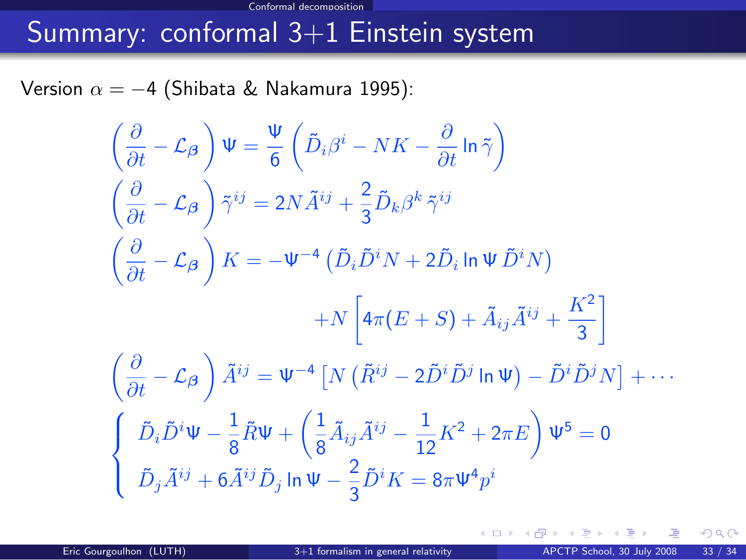## Summary: conformal 3+1 Einstein system

Version $\alpha = -4$ (Shibata & Nakamura 1995):

$$\left(\frac{\partial}{\partial t} - \mathcal{L}_{\boldsymbol{\beta}}\right) \Psi = \frac{\Psi}{6}\left(\tilde{D}_i \beta^i - NK - \frac{\partial}{\partial t} \ln \tilde{\gamma}\right)$$

$$\left(\frac{\partial}{\partial t} - \mathcal{L}_{\boldsymbol{\beta}}\right) \tilde{\gamma}^{ij} = 2N\tilde{A}^{ij} + \frac{2}{3}\tilde{D}_k \beta^k \, \tilde{\gamma}^{ij}$$

$$\left(\frac{\partial}{\partial t} - \mathcal{L}_{\boldsymbol{\beta}}\right) K = -\Psi^{-4}\left(\tilde{D}_i \tilde{D}^i N + 2\tilde{D}_i \ln \Psi \, \tilde{D}^i N\right) + N\left[4\pi(E+S) + \tilde{A}_{ij}\tilde{A}^{ij} + \frac{K^2}{3}\right]$$

$$\left(\frac{\partial}{\partial t} - \mathcal{L}_{\boldsymbol{\beta}}\right) \tilde{A}^{ij} = \Psi^{-4}\left[N\left(\tilde{R}^{ij} - 2\tilde{D}^i \tilde{D}^j \ln \Psi\right) - \tilde{D}^i \tilde{D}^j N\right] + \cdots$$

$$\begin{cases} \tilde{D}_i \tilde{D}^i \Psi - \dfrac{1}{8}\tilde{R}\Psi + \left(\dfrac{1}{8}\tilde{A}_{ij}\tilde{A}^{ij} - \dfrac{1}{12}K^2 + 2\pi E\right)\Psi^5 = 0 \\ \tilde{D}_j \tilde{A}^{ij} + 6\tilde{A}^{ij}\tilde{D}_j \ln \Psi - \dfrac{2}{3}\tilde{D}^i K = 8\pi \Psi^4 p^i \end{cases}$$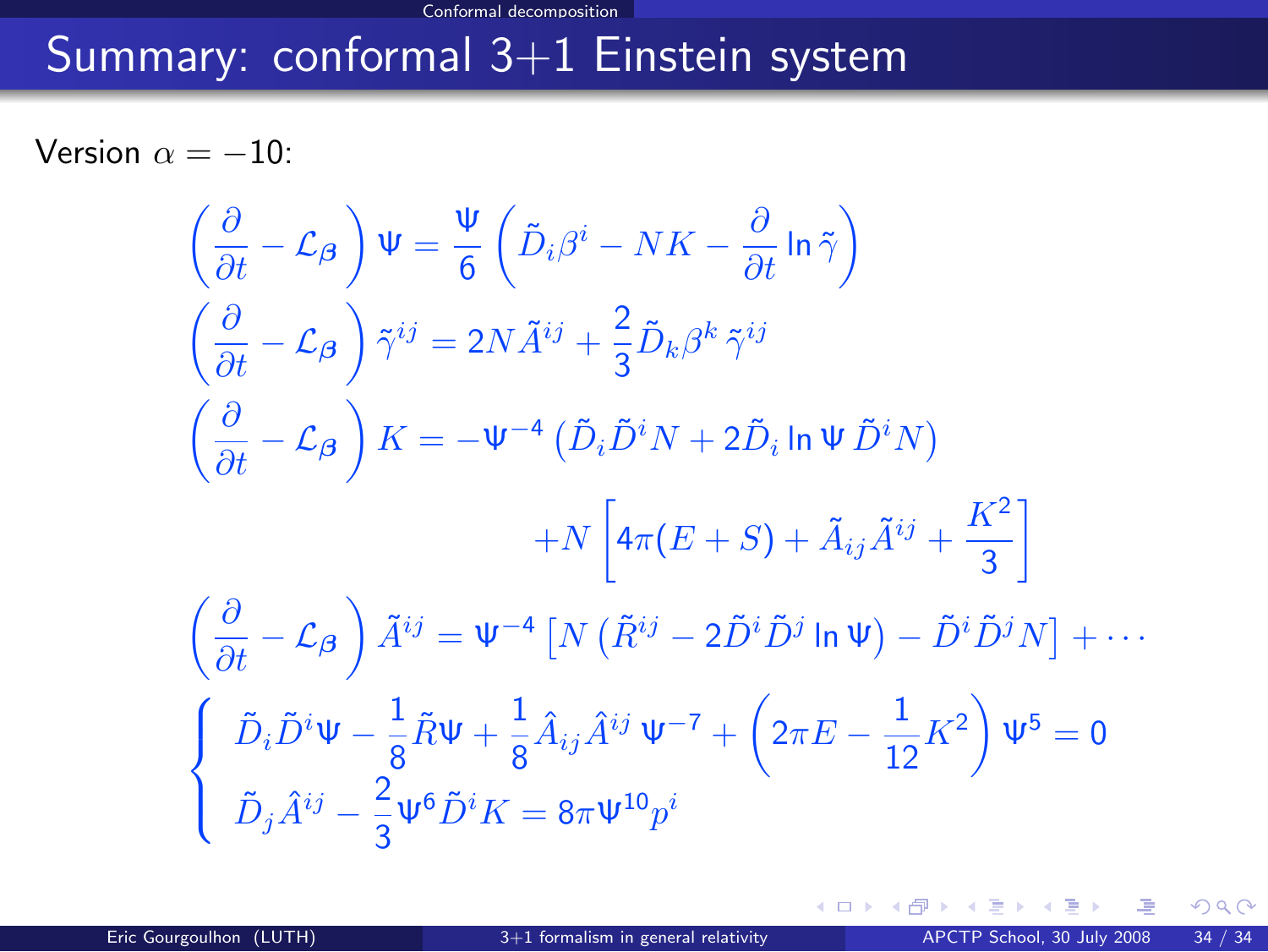# Summary: conformal 3+1 Einstein system

Version $\alpha = -10$:

$$\left(\frac{\partial}{\partial t} - \mathcal{L}_{\boldsymbol{\beta}}\right) \Psi = \frac{\Psi}{6}\left(\tilde{D}_i \beta^i - NK - \frac{\partial}{\partial t} \ln \tilde{\gamma}\right)$$

$$\left(\frac{\partial}{\partial t} - \mathcal{L}_{\boldsymbol{\beta}}\right) \tilde{\gamma}^{ij} = 2N \tilde{A}^{ij} + \frac{2}{3} \tilde{D}_k \beta^k \, \tilde{\gamma}^{ij}$$

$$\left(\frac{\partial}{\partial t} - \mathcal{L}_{\boldsymbol{\beta}}\right) K = -\Psi^{-4}\left(\tilde{D}_i \tilde{D}^i N + 2 \tilde{D}_i \ln \Psi \, \tilde{D}^i N\right) + N\left[4\pi(E+S) + \tilde{A}_{ij}\tilde{A}^{ij} + \frac{K^2}{3}\right]$$

$$\left(\frac{\partial}{\partial t} - \mathcal{L}_{\boldsymbol{\beta}}\right) \tilde{A}^{ij} = \Psi^{-4}\left[N\left(\tilde{R}^{ij} - 2\tilde{D}^i \tilde{D}^j \ln \Psi\right) - \tilde{D}^i \tilde{D}^j N\right] + \cdots$$

$$\begin{cases} \tilde{D}_i \tilde{D}^i \Psi - \dfrac{1}{8}\tilde{R}\Psi + \dfrac{1}{8}\hat{A}_{ij}\hat{A}^{ij}\,\Psi^{-7} + \left(2\pi E - \dfrac{1}{12}K^2\right)\Psi^5 = 0 \\ \tilde{D}_j \hat{A}^{ij} - \dfrac{2}{3}\Psi^6 \tilde{D}^i K = 8\pi \Psi^{10} p^i \end{cases}$$